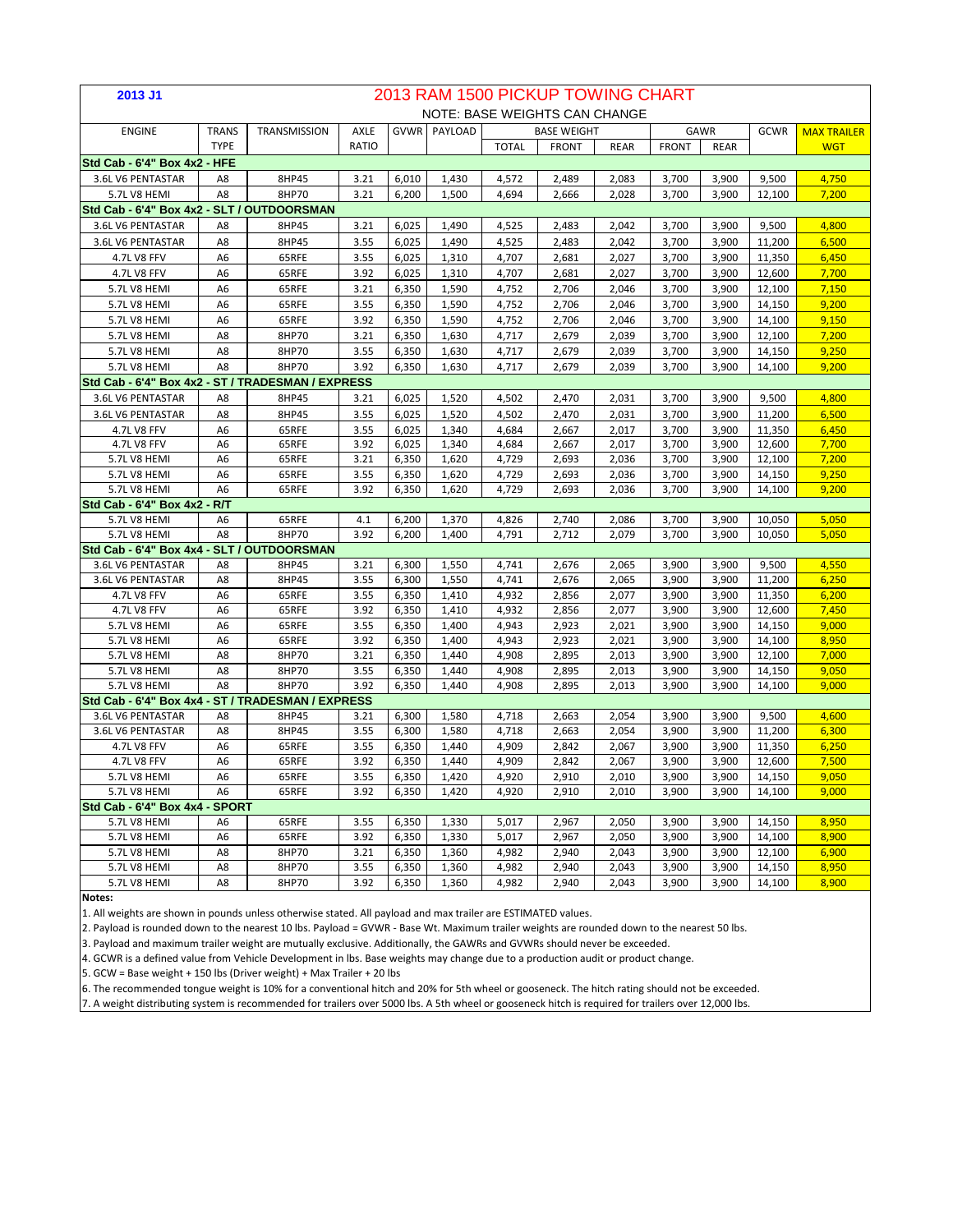**2013 J1**

# 2013 RAM 1500 PICKUP TOWING CHART

NOTE: BASE WEIGHTS CAN CHANGE

| ENGINE | TRANS TYPE | TRANSMISSION | AXLE RATIO | GVWR | PAYLOAD | BASE WEIGHT | | | GAWR | | GCWR | MAX TRAILER WGT |
|---|---|---|---|---|---|---|---|---|---|---|---|---|
| | | | | | | TOTAL | FRONT | REAR | FRONT | REAR | | |
| **Std Cab - 6'4" Box 4x2 - HFE** | | | | | | | | | | | | |
| 3.6L V6 PENTASTAR | A8 | 8HP45 | 3.21 | 6,010 | 1,430 | 4,572 | 2,489 | 2,083 | 3,700 | 3,900 | 9,500 | 4,750 |
| 5.7L V8 HEMI | A8 | 8HP70 | 3.21 | 6,200 | 1,500 | 4,694 | 2,666 | 2,028 | 3,700 | 3,900 | 12,100 | 7,200 |
| **Std Cab - 6'4" Box 4x2 - SLT / OUTDOORSMAN** | | | | | | | | | | | | |
| 3.6L V6 PENTASTAR | A8 | 8HP45 | 3.21 | 6,025 | 1,490 | 4,525 | 2,483 | 2,042 | 3,700 | 3,900 | 9,500 | 4,800 |
| 3.6L V6 PENTASTAR | A8 | 8HP45 | 3.55 | 6,025 | 1,490 | 4,525 | 2,483 | 2,042 | 3,700 | 3,900 | 11,200 | 6,500 |
| 4.7L V8 FFV | A6 | 65RFE | 3.55 | 6,025 | 1,310 | 4,707 | 2,681 | 2,027 | 3,700 | 3,900 | 11,350 | 6,450 |
| 4.7L V8 FFV | A6 | 65RFE | 3.92 | 6,025 | 1,310 | 4,707 | 2,681 | 2,027 | 3,700 | 3,900 | 12,600 | 7,700 |
| 5.7L V8 HEMI | A6 | 65RFE | 3.21 | 6,350 | 1,590 | 4,752 | 2,706 | 2,046 | 3,700 | 3,900 | 12,100 | 7,150 |
| 5.7L V8 HEMI | A6 | 65RFE | 3.55 | 6,350 | 1,590 | 4,752 | 2,706 | 2,046 | 3,700 | 3,900 | 14,150 | 9,200 |
| 5.7L V8 HEMI | A6 | 65RFE | 3.92 | 6,350 | 1,590 | 4,752 | 2,706 | 2,046 | 3,700 | 3,900 | 14,100 | 9,150 |
| 5.7L V8 HEMI | A8 | 8HP70 | 3.21 | 6,350 | 1,630 | 4,717 | 2,679 | 2,039 | 3,700 | 3,900 | 12,100 | 7,200 |
| 5.7L V8 HEMI | A8 | 8HP70 | 3.55 | 6,350 | 1,630 | 4,717 | 2,679 | 2,039 | 3,700 | 3,900 | 14,150 | 9,250 |
| 5.7L V8 HEMI | A8 | 8HP70 | 3.92 | 6,350 | 1,630 | 4,717 | 2,679 | 2,039 | 3,700 | 3,900 | 14,100 | 9,200 |
| **Std Cab - 6'4" Box 4x2 - ST / TRADESMAN / EXPRESS** | | | | | | | | | | | | |
| 3.6L V6 PENTASTAR | A8 | 8HP45 | 3.21 | 6,025 | 1,520 | 4,502 | 2,470 | 2,031 | 3,700 | 3,900 | 9,500 | 4,800 |
| 3.6L V6 PENTASTAR | A8 | 8HP45 | 3.55 | 6,025 | 1,520 | 4,502 | 2,470 | 2,031 | 3,700 | 3,900 | 11,200 | 6,500 |
| 4.7L V8 FFV | A6 | 65RFE | 3.55 | 6,025 | 1,340 | 4,684 | 2,667 | 2,017 | 3,700 | 3,900 | 11,350 | 6,450 |
| 4.7L V8 FFV | A6 | 65RFE | 3.92 | 6,025 | 1,340 | 4,684 | 2,667 | 2,017 | 3,700 | 3,900 | 12,600 | 7,700 |
| 5.7L V8 HEMI | A6 | 65RFE | 3.21 | 6,350 | 1,620 | 4,729 | 2,693 | 2,036 | 3,700 | 3,900 | 12,100 | 7,200 |
| 5.7L V8 HEMI | A6 | 65RFE | 3.55 | 6,350 | 1,620 | 4,729 | 2,693 | 2,036 | 3,700 | 3,900 | 14,150 | 9,250 |
| 5.7L V8 HEMI | A6 | 65RFE | 3.92 | 6,350 | 1,620 | 4,729 | 2,693 | 2,036 | 3,700 | 3,900 | 14,100 | 9,200 |
| **Std Cab - 6'4" Box 4x2 - R/T** | | | | | | | | | | | | |
| 5.7L V8 HEMI | A6 | 65RFE | 4.1 | 6,200 | 1,370 | 4,826 | 2,740 | 2,086 | 3,700 | 3,900 | 10,050 | 5,050 |
| 5.7L V8 HEMI | A8 | 8HP70 | 3.92 | 6,200 | 1,400 | 4,791 | 2,712 | 2,079 | 3,700 | 3,900 | 10,050 | 5,050 |
| **Std Cab - 6'4" Box 4x4 - SLT / OUTDOORSMAN** | | | | | | | | | | | | |
| 3.6L V6 PENTASTAR | A8 | 8HP45 | 3.21 | 6,300 | 1,550 | 4,741 | 2,676 | 2,065 | 3,900 | 3,900 | 9,500 | 4,550 |
| 3.6L V6 PENTASTAR | A8 | 8HP45 | 3.55 | 6,300 | 1,550 | 4,741 | 2,676 | 2,065 | 3,900 | 3,900 | 11,200 | 6,250 |
| 4.7L V8 FFV | A6 | 65RFE | 3.55 | 6,350 | 1,410 | 4,932 | 2,856 | 2,077 | 3,900 | 3,900 | 11,350 | 6,200 |
| 4.7L V8 FFV | A6 | 65RFE | 3.92 | 6,350 | 1,410 | 4,932 | 2,856 | 2,077 | 3,900 | 3,900 | 12,600 | 7,450 |
| 5.7L V8 HEMI | A6 | 65RFE | 3.55 | 6,350 | 1,400 | 4,943 | 2,923 | 2,021 | 3,900 | 3,900 | 14,150 | 9,000 |
| 5.7L V8 HEMI | A6 | 65RFE | 3.92 | 6,350 | 1,400 | 4,943 | 2,923 | 2,021 | 3,900 | 3,900 | 14,100 | 8,950 |
| 5.7L V8 HEMI | A8 | 8HP70 | 3.21 | 6,350 | 1,440 | 4,908 | 2,895 | 2,013 | 3,900 | 3,900 | 12,100 | 7,000 |
| 5.7L V8 HEMI | A8 | 8HP70 | 3.55 | 6,350 | 1,440 | 4,908 | 2,895 | 2,013 | 3,900 | 3,900 | 14,150 | 9,050 |
| 5.7L V8 HEMI | A8 | 8HP70 | 3.92 | 6,350 | 1,440 | 4,908 | 2,895 | 2,013 | 3,900 | 3,900 | 14,100 | 9,000 |
| **Std Cab - 6'4" Box 4x4 - ST / TRADESMAN / EXPRESS** | | | | | | | | | | | | |
| 3.6L V6 PENTASTAR | A8 | 8HP45 | 3.21 | 6,300 | 1,580 | 4,718 | 2,663 | 2,054 | 3,900 | 3,900 | 9,500 | 4,600 |
| 3.6L V6 PENTASTAR | A8 | 8HP45 | 3.55 | 6,300 | 1,580 | 4,718 | 2,663 | 2,054 | 3,900 | 3,900 | 11,200 | 6,300 |
| 4.7L V8 FFV | A6 | 65RFE | 3.55 | 6,350 | 1,440 | 4,909 | 2,842 | 2,067 | 3,900 | 3,900 | 11,350 | 6,250 |
| 4.7L V8 FFV | A6 | 65RFE | 3.92 | 6,350 | 1,440 | 4,909 | 2,842 | 2,067 | 3,900 | 3,900 | 12,600 | 7,500 |
| 5.7L V8 HEMI | A6 | 65RFE | 3.55 | 6,350 | 1,420 | 4,920 | 2,910 | 2,010 | 3,900 | 3,900 | 14,150 | 9,050 |
| 5.7L V8 HEMI | A6 | 65RFE | 3.92 | 6,350 | 1,420 | 4,920 | 2,910 | 2,010 | 3,900 | 3,900 | 14,100 | 9,000 |
| **Std Cab - 6'4" Box 4x4 - SPORT** | | | | | | | | | | | | |
| 5.7L V8 HEMI | A6 | 65RFE | 3.55 | 6,350 | 1,330 | 5,017 | 2,967 | 2,050 | 3,900 | 3,900 | 14,150 | 8,950 |
| 5.7L V8 HEMI | A6 | 65RFE | 3.92 | 6,350 | 1,330 | 5,017 | 2,967 | 2,050 | 3,900 | 3,900 | 14,100 | 8,900 |
| 5.7L V8 HEMI | A8 | 8HP70 | 3.21 | 6,350 | 1,360 | 4,982 | 2,940 | 2,043 | 3,900 | 3,900 | 12,100 | 6,900 |
| 5.7L V8 HEMI | A8 | 8HP70 | 3.55 | 6,350 | 1,360 | 4,982 | 2,940 | 2,043 | 3,900 | 3,900 | 14,150 | 8,950 |
| 5.7L V8 HEMI | A8 | 8HP70 | 3.92 | 6,350 | 1,360 | 4,982 | 2,940 | 2,043 | 3,900 | 3,900 | 14,100 | 8,900 |

**Notes:**

1. All weights are shown in pounds unless otherwise stated. All payload and max trailer are ESTIMATED values.
2. Payload is rounded down to the nearest 10 lbs. Payload = GVWR - Base Wt. Maximum trailer weights are rounded down to the nearest 50 lbs.
3. Payload and maximum trailer weight are mutually exclusive. Additionally, the GAWRs and GVWRs should never be exceeded.
4. GCWR is a defined value from Vehicle Development in lbs. Base weights may change due to a production audit or product change.
5. GCW = Base weight + 150 lbs (Driver weight) + Max Trailer + 20 lbs
6. The recommended tongue weight is 10% for a conventional hitch and 20% for 5th wheel or gooseneck. The hitch rating should not be exceeded.
7. A weight distributing system is recommended for trailers over 5000 lbs. A 5th wheel or gooseneck hitch is required for trailers over 12,000 lbs.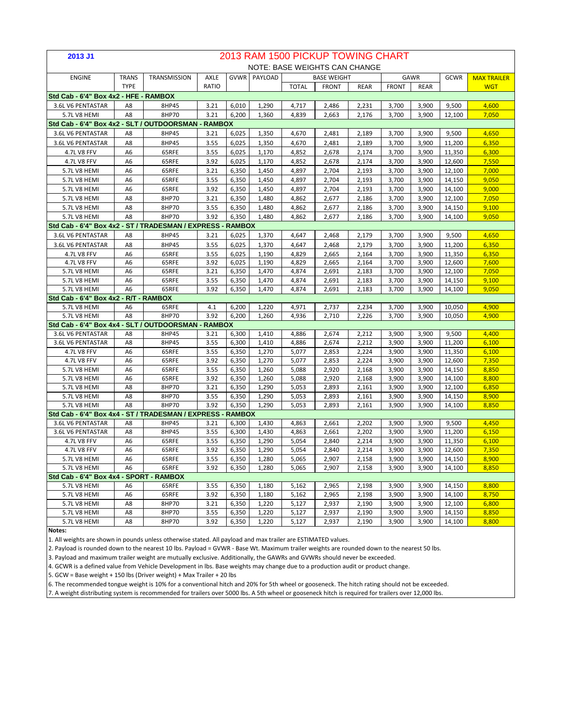**2013 J1**

# 2013 RAM 1500 PICKUP TOWING CHART

NOTE: BASE WEIGHTS CAN CHANGE

| ENGINE | TRANS TYPE | TRANSMISSION | AXLE RATIO | GVWR | PAYLOAD | BASE WEIGHT | | | GAWR | | GCWR | MAX TRAILER WGT |
|---|---|---|---|---|---|---|---|---|---|---|---|---|
| | | | | | | TOTAL | FRONT | REAR | FRONT | REAR | | |
| **Std Cab - 6'4" Box 4x2 - HFE - RAMBOX** | | | | | | | | | | | | |
| 3.6L V6 PENTASTAR | A8 | 8HP45 | 3.21 | 6,010 | 1,290 | 4,717 | 2,486 | 2,231 | 3,700 | 3,900 | 9,500 | 4,600 |
| 5.7L V8 HEMI | A8 | 8HP70 | 3.21 | 6,200 | 1,360 | 4,839 | 2,663 | 2,176 | 3,700 | 3,900 | 12,100 | 7,050 |
| **Std Cab - 6'4" Box 4x2 - SLT / OUTDOORSMAN - RAMBOX** | | | | | | | | | | | | |
| 3.6L V6 PENTASTAR | A8 | 8HP45 | 3.21 | 6,025 | 1,350 | 4,670 | 2,481 | 2,189 | 3,700 | 3,900 | 9,500 | 4,650 |
| 3.6L V6 PENTASTAR | A8 | 8HP45 | 3.55 | 6,025 | 1,350 | 4,670 | 2,481 | 2,189 | 3,700 | 3,900 | 11,200 | 6,350 |
| 4.7L V8 FFV | A6 | 65RFE | 3.55 | 6,025 | 1,170 | 4,852 | 2,678 | 2,174 | 3,700 | 3,900 | 11,350 | 6,300 |
| 4.7L V8 FFV | A6 | 65RFE | 3.92 | 6,025 | 1,170 | 4,852 | 2,678 | 2,174 | 3,700 | 3,900 | 12,600 | 7,550 |
| 5.7L V8 HEMI | A6 | 65RFE | 3.21 | 6,350 | 1,450 | 4,897 | 2,704 | 2,193 | 3,700 | 3,900 | 12,100 | 7,000 |
| 5.7L V8 HEMI | A6 | 65RFE | 3.55 | 6,350 | 1,450 | 4,897 | 2,704 | 2,193 | 3,700 | 3,900 | 14,150 | 9,050 |
| 5.7L V8 HEMI | A6 | 65RFE | 3.92 | 6,350 | 1,450 | 4,897 | 2,704 | 2,193 | 3,700 | 3,900 | 14,100 | 9,000 |
| 5.7L V8 HEMI | A8 | 8HP70 | 3.21 | 6,350 | 1,480 | 4,862 | 2,677 | 2,186 | 3,700 | 3,900 | 12,100 | 7,050 |
| 5.7L V8 HEMI | A8 | 8HP70 | 3.55 | 6,350 | 1,480 | 4,862 | 2,677 | 2,186 | 3,700 | 3,900 | 14,150 | 9,100 |
| 5.7L V8 HEMI | A8 | 8HP70 | 3.92 | 6,350 | 1,480 | 4,862 | 2,677 | 2,186 | 3,700 | 3,900 | 14,100 | 9,050 |
| **Std Cab - 6'4" Box 4x2 - ST / TRADESMAN / EXPRESS - RAMBOX** | | | | | | | | | | | | |
| 3.6L V6 PENTASTAR | A8 | 8HP45 | 3.21 | 6,025 | 1,370 | 4,647 | 2,468 | 2,179 | 3,700 | 3,900 | 9,500 | 4,650 |
| 3.6L V6 PENTASTAR | A8 | 8HP45 | 3.55 | 6,025 | 1,370 | 4,647 | 2,468 | 2,179 | 3,700 | 3,900 | 11,200 | 6,350 |
| 4.7L V8 FFV | A6 | 65RFE | 3.55 | 6,025 | 1,190 | 4,829 | 2,665 | 2,164 | 3,700 | 3,900 | 11,350 | 6,350 |
| 4.7L V8 FFV | A6 | 65RFE | 3.92 | 6,025 | 1,190 | 4,829 | 2,665 | 2,164 | 3,700 | 3,900 | 12,600 | 7,600 |
| 5.7L V8 HEMI | A6 | 65RFE | 3.21 | 6,350 | 1,470 | 4,874 | 2,691 | 2,183 | 3,700 | 3,900 | 12,100 | 7,050 |
| 5.7L V8 HEMI | A6 | 65RFE | 3.55 | 6,350 | 1,470 | 4,874 | 2,691 | 2,183 | 3,700 | 3,900 | 14,150 | 9,100 |
| 5.7L V8 HEMI | A6 | 65RFE | 3.92 | 6,350 | 1,470 | 4,874 | 2,691 | 2,183 | 3,700 | 3,900 | 14,100 | 9,050 |
| **Std Cab - 6'4" Box 4x2 - R/T - RAMBOX** | | | | | | | | | | | | |
| 5.7L V8 HEMI | A6 | 65RFE | 4.1 | 6,200 | 1,220 | 4,971 | 2,737 | 2,234 | 3,700 | 3,900 | 10,050 | 4,900 |
| 5.7L V8 HEMI | A8 | 8HP70 | 3.92 | 6,200 | 1,260 | 4,936 | 2,710 | 2,226 | 3,700 | 3,900 | 10,050 | 4,900 |
| **Std Cab - 6'4" Box 4x4 - SLT / OUTDOORSMAN - RAMBOX** | | | | | | | | | | | | |
| 3.6L V6 PENTASTAR | A8 | 8HP45 | 3.21 | 6,300 | 1,410 | 4,886 | 2,674 | 2,212 | 3,900 | 3,900 | 9,500 | 4,400 |
| 3.6L V6 PENTASTAR | A8 | 8HP45 | 3.55 | 6,300 | 1,410 | 4,886 | 2,674 | 2,212 | 3,900 | 3,900 | 11,200 | 6,100 |
| 4.7L V8 FFV | A6 | 65RFE | 3.55 | 6,350 | 1,270 | 5,077 | 2,853 | 2,224 | 3,900 | 3,900 | 11,350 | 6,100 |
| 4.7L V8 FFV | A6 | 65RFE | 3.92 | 6,350 | 1,270 | 5,077 | 2,853 | 2,224 | 3,900 | 3,900 | 12,600 | 7,350 |
| 5.7L V8 HEMI | A6 | 65RFE | 3.55 | 6,350 | 1,260 | 5,088 | 2,920 | 2,168 | 3,900 | 3,900 | 14,150 | 8,850 |
| 5.7L V8 HEMI | A6 | 65RFE | 3.92 | 6,350 | 1,260 | 5,088 | 2,920 | 2,168 | 3,900 | 3,900 | 14,100 | 8,800 |
| 5.7L V8 HEMI | A8 | 8HP70 | 3.21 | 6,350 | 1,290 | 5,053 | 2,893 | 2,161 | 3,900 | 3,900 | 12,100 | 6,850 |
| 5.7L V8 HEMI | A8 | 8HP70 | 3.55 | 6,350 | 1,290 | 5,053 | 2,893 | 2,161 | 3,900 | 3,900 | 14,150 | 8,900 |
| 5.7L V8 HEMI | A8 | 8HP70 | 3.92 | 6,350 | 1,290 | 5,053 | 2,893 | 2,161 | 3,900 | 3,900 | 14,100 | 8,850 |
| **Std Cab - 6'4" Box 4x4 - ST / TRADESMAN / EXPRESS - RAMBOX** | | | | | | | | | | | | |
| 3.6L V6 PENTASTAR | A8 | 8HP45 | 3.21 | 6,300 | 1,430 | 4,863 | 2,661 | 2,202 | 3,900 | 3,900 | 9,500 | 4,450 |
| 3.6L V6 PENTASTAR | A8 | 8HP45 | 3.55 | 6,300 | 1,430 | 4,863 | 2,661 | 2,202 | 3,900 | 3,900 | 11,200 | 6,150 |
| 4.7L V8 FFV | A6 | 65RFE | 3.55 | 6,350 | 1,290 | 5,054 | 2,840 | 2,214 | 3,900 | 3,900 | 11,350 | 6,100 |
| 4.7L V8 FFV | A6 | 65RFE | 3.92 | 6,350 | 1,290 | 5,054 | 2,840 | 2,214 | 3,900 | 3,900 | 12,600 | 7,350 |
| 5.7L V8 HEMI | A6 | 65RFE | 3.55 | 6,350 | 1,280 | 5,065 | 2,907 | 2,158 | 3,900 | 3,900 | 14,150 | 8,900 |
| 5.7L V8 HEMI | A6 | 65RFE | 3.92 | 6,350 | 1,280 | 5,065 | 2,907 | 2,158 | 3,900 | 3,900 | 14,100 | 8,850 |
| **Std Cab - 6'4" Box 4x4 - SPORT - RAMBOX** | | | | | | | | | | | | |
| 5.7L V8 HEMI | A6 | 65RFE | 3.55 | 6,350 | 1,180 | 5,162 | 2,965 | 2,198 | 3,900 | 3,900 | 14,150 | 8,800 |
| 5.7L V8 HEMI | A6 | 65RFE | 3.92 | 6,350 | 1,180 | 5,162 | 2,965 | 2,198 | 3,900 | 3,900 | 14,100 | 8,750 |
| 5.7L V8 HEMI | A8 | 8HP70 | 3.21 | 6,350 | 1,220 | 5,127 | 2,937 | 2,190 | 3,900 | 3,900 | 12,100 | 6,800 |
| 5.7L V8 HEMI | A8 | 8HP70 | 3.55 | 6,350 | 1,220 | 5,127 | 2,937 | 2,190 | 3,900 | 3,900 | 14,150 | 8,850 |
| 5.7L V8 HEMI | A8 | 8HP70 | 3.92 | 6,350 | 1,220 | 5,127 | 2,937 | 2,190 | 3,900 | 3,900 | 14,100 | 8,800 |

**Notes:**

1. All weights are shown in pounds unless otherwise stated. All payload and max trailer are ESTIMATED values.
2. Payload is rounded down to the nearest 10 lbs. Payload = GVWR - Base Wt. Maximum trailer weights are rounded down to the nearest 50 lbs.
3. Payload and maximum trailer weight are mutually exclusive. Additionally, the GAWRs and GVWRs should never be exceeded.
4. GCWR is a defined value from Vehicle Development in lbs. Base weights may change due to a production audit or product change.
5. GCW = Base weight + 150 lbs (Driver weight) + Max Trailer + 20 lbs
6. The recommended tongue weight is 10% for a conventional hitch and 20% for 5th wheel or gooseneck. The hitch rating should not be exceeded.
7. A weight distributing system is recommended for trailers over 5000 lbs. A 5th wheel or gooseneck hitch is required for trailers over 12,000 lbs.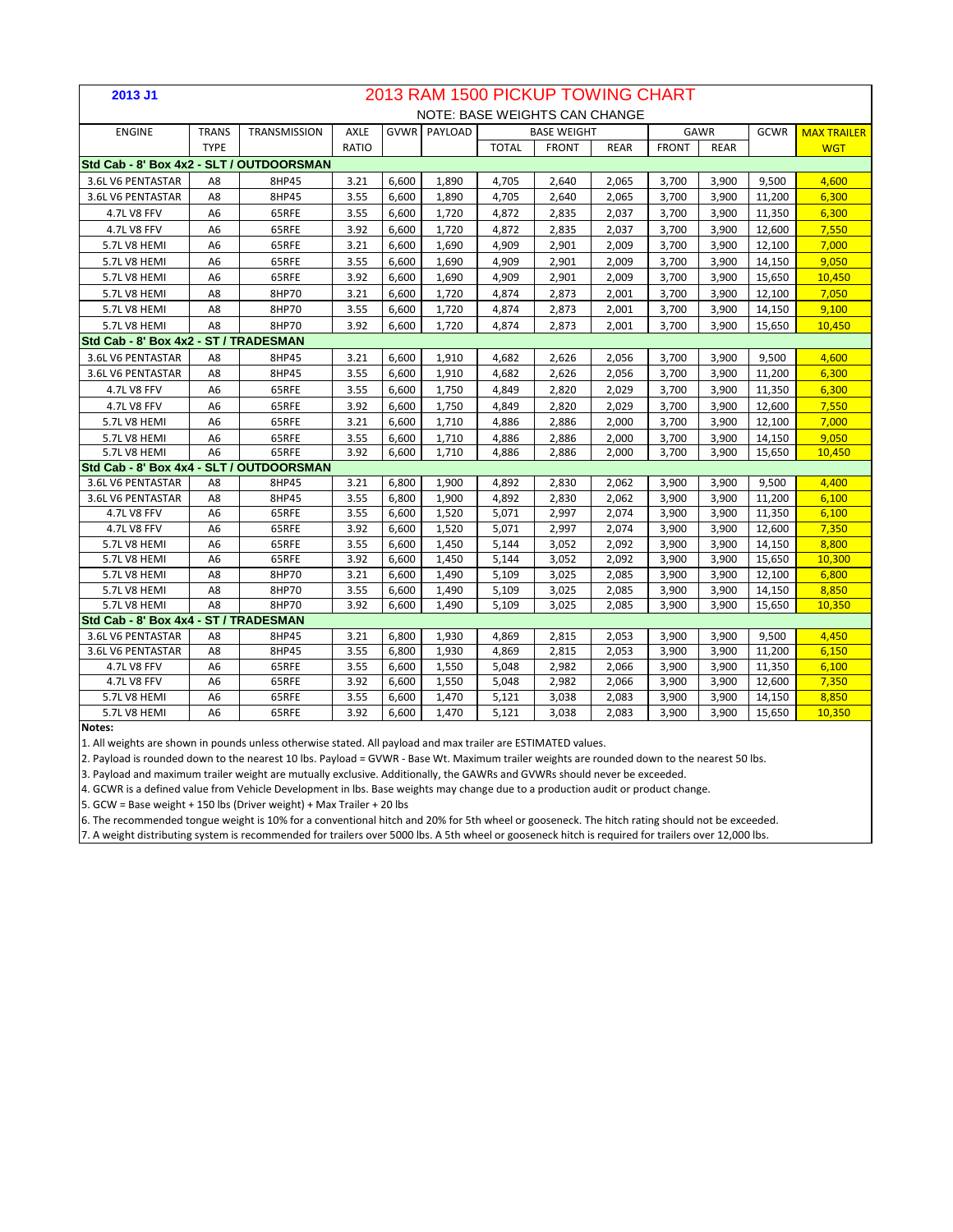**2013 J1**

# 2013 RAM 1500 PICKUP TOWING CHART

NOTE: BASE WEIGHTS CAN CHANGE

| ENGINE | TRANS TYPE | TRANSMISSION | AXLE RATIO | GVWR | PAYLOAD | BASE WEIGHT TOTAL | BASE WEIGHT FRONT | BASE WEIGHT REAR | GAWR FRONT | GAWR REAR | GCWR | MAX TRAILER WGT |
|---|---|---|---|---|---|---|---|---|---|---|---|---|
| **Std Cab - 8' Box 4x2 - SLT / OUTDOORSMAN** | | | | | | | | | | | | |
| 3.6L V6 PENTASTAR | A8 | 8HP45 | 3.21 | 6,600 | 1,890 | 4,705 | 2,640 | 2,065 | 3,700 | 3,900 | 9,500 | 4,600 |
| 3.6L V6 PENTASTAR | A8 | 8HP45 | 3.55 | 6,600 | 1,890 | 4,705 | 2,640 | 2,065 | 3,700 | 3,900 | 11,200 | 6,300 |
| 4.7L V8 FFV | A6 | 65RFE | 3.55 | 6,600 | 1,720 | 4,872 | 2,835 | 2,037 | 3,700 | 3,900 | 11,350 | 6,300 |
| 4.7L V8 FFV | A6 | 65RFE | 3.92 | 6,600 | 1,720 | 4,872 | 2,835 | 2,037 | 3,700 | 3,900 | 12,600 | 7,550 |
| 5.7L V8 HEMI | A6 | 65RFE | 3.21 | 6,600 | 1,690 | 4,909 | 2,901 | 2,009 | 3,700 | 3,900 | 12,100 | 7,000 |
| 5.7L V8 HEMI | A6 | 65RFE | 3.55 | 6,600 | 1,690 | 4,909 | 2,901 | 2,009 | 3,700 | 3,900 | 14,150 | 9,050 |
| 5.7L V8 HEMI | A6 | 65RFE | 3.92 | 6,600 | 1,690 | 4,909 | 2,901 | 2,009 | 3,700 | 3,900 | 15,650 | 10,450 |
| 5.7L V8 HEMI | A8 | 8HP70 | 3.21 | 6,600 | 1,720 | 4,874 | 2,873 | 2,001 | 3,700 | 3,900 | 12,100 | 7,050 |
| 5.7L V8 HEMI | A8 | 8HP70 | 3.55 | 6,600 | 1,720 | 4,874 | 2,873 | 2,001 | 3,700 | 3,900 | 14,150 | 9,100 |
| 5.7L V8 HEMI | A8 | 8HP70 | 3.92 | 6,600 | 1,720 | 4,874 | 2,873 | 2,001 | 3,700 | 3,900 | 15,650 | 10,450 |
| **Std Cab - 8' Box 4x2 - ST / TRADESMAN** | | | | | | | | | | | | |
| 3.6L V6 PENTASTAR | A8 | 8HP45 | 3.21 | 6,600 | 1,910 | 4,682 | 2,626 | 2,056 | 3,700 | 3,900 | 9,500 | 4,600 |
| 3.6L V6 PENTASTAR | A8 | 8HP45 | 3.55 | 6,600 | 1,910 | 4,682 | 2,626 | 2,056 | 3,700 | 3,900 | 11,200 | 6,300 |
| 4.7L V8 FFV | A6 | 65RFE | 3.55 | 6,600 | 1,750 | 4,849 | 2,820 | 2,029 | 3,700 | 3,900 | 11,350 | 6,300 |
| 4.7L V8 FFV | A6 | 65RFE | 3.92 | 6,600 | 1,750 | 4,849 | 2,820 | 2,029 | 3,700 | 3,900 | 12,600 | 7,550 |
| 5.7L V8 HEMI | A6 | 65RFE | 3.21 | 6,600 | 1,710 | 4,886 | 2,886 | 2,000 | 3,700 | 3,900 | 12,100 | 7,000 |
| 5.7L V8 HEMI | A6 | 65RFE | 3.55 | 6,600 | 1,710 | 4,886 | 2,886 | 2,000 | 3,700 | 3,900 | 14,150 | 9,050 |
| 5.7L V8 HEMI | A6 | 65RFE | 3.92 | 6,600 | 1,710 | 4,886 | 2,886 | 2,000 | 3,700 | 3,900 | 15,650 | 10,450 |
| **Std Cab - 8' Box 4x4 - SLT / OUTDOORSMAN** | | | | | | | | | | | | |
| 3.6L V6 PENTASTAR | A8 | 8HP45 | 3.21 | 6,800 | 1,900 | 4,892 | 2,830 | 2,062 | 3,900 | 3,900 | 9,500 | 4,400 |
| 3.6L V6 PENTASTAR | A8 | 8HP45 | 3.55 | 6,800 | 1,900 | 4,892 | 2,830 | 2,062 | 3,900 | 3,900 | 11,200 | 6,100 |
| 4.7L V8 FFV | A6 | 65RFE | 3.55 | 6,600 | 1,520 | 5,071 | 2,997 | 2,074 | 3,900 | 3,900 | 11,350 | 6,100 |
| 4.7L V8 FFV | A6 | 65RFE | 3.92 | 6,600 | 1,520 | 5,071 | 2,997 | 2,074 | 3,900 | 3,900 | 12,600 | 7,350 |
| 5.7L V8 HEMI | A6 | 65RFE | 3.55 | 6,600 | 1,450 | 5,144 | 3,052 | 2,092 | 3,900 | 3,900 | 14,150 | 8,800 |
| 5.7L V8 HEMI | A6 | 65RFE | 3.92 | 6,600 | 1,450 | 5,144 | 3,052 | 2,092 | 3,900 | 3,900 | 15,650 | 10,300 |
| 5.7L V8 HEMI | A8 | 8HP70 | 3.21 | 6,600 | 1,490 | 5,109 | 3,025 | 2,085 | 3,900 | 3,900 | 12,100 | 6,800 |
| 5.7L V8 HEMI | A8 | 8HP70 | 3.55 | 6,600 | 1,490 | 5,109 | 3,025 | 2,085 | 3,900 | 3,900 | 14,150 | 8,850 |
| 5.7L V8 HEMI | A8 | 8HP70 | 3.92 | 6,600 | 1,490 | 5,109 | 3,025 | 2,085 | 3,900 | 3,900 | 15,650 | 10,350 |
| **Std Cab - 8' Box 4x4 - ST / TRADESMAN** | | | | | | | | | | | | |
| 3.6L V6 PENTASTAR | A8 | 8HP45 | 3.21 | 6,800 | 1,930 | 4,869 | 2,815 | 2,053 | 3,900 | 3,900 | 9,500 | 4,450 |
| 3.6L V6 PENTASTAR | A8 | 8HP45 | 3.55 | 6,800 | 1,930 | 4,869 | 2,815 | 2,053 | 3,900 | 3,900 | 11,200 | 6,150 |
| 4.7L V8 FFV | A6 | 65RFE | 3.55 | 6,600 | 1,550 | 5,048 | 2,982 | 2,066 | 3,900 | 3,900 | 11,350 | 6,100 |
| 4.7L V8 FFV | A6 | 65RFE | 3.92 | 6,600 | 1,550 | 5,048 | 2,982 | 2,066 | 3,900 | 3,900 | 12,600 | 7,350 |
| 5.7L V8 HEMI | A6 | 65RFE | 3.55 | 6,600 | 1,470 | 5,121 | 3,038 | 2,083 | 3,900 | 3,900 | 14,150 | 8,850 |
| 5.7L V8 HEMI | A6 | 65RFE | 3.92 | 6,600 | 1,470 | 5,121 | 3,038 | 2,083 | 3,900 | 3,900 | 15,650 | 10,350 |

**Notes:**

1. All weights are shown in pounds unless otherwise stated. All payload and max trailer are ESTIMATED values.
2. Payload is rounded down to the nearest 10 lbs. Payload = GVWR - Base Wt. Maximum trailer weights are rounded down to the nearest 50 lbs.
3. Payload and maximum trailer weight are mutually exclusive. Additionally, the GAWRs and GVWRs should never be exceeded.
4. GCWR is a defined value from Vehicle Development in lbs. Base weights may change due to a production audit or product change.
5. GCW = Base weight + 150 lbs (Driver weight) + Max Trailer + 20 lbs
6. The recommended tongue weight is 10% for a conventional hitch and 20% for 5th wheel or gooseneck. The hitch rating should not be exceeded.
7. A weight distributing system is recommended for trailers over 5000 lbs. A 5th wheel or gooseneck hitch is required for trailers over 12,000 lbs.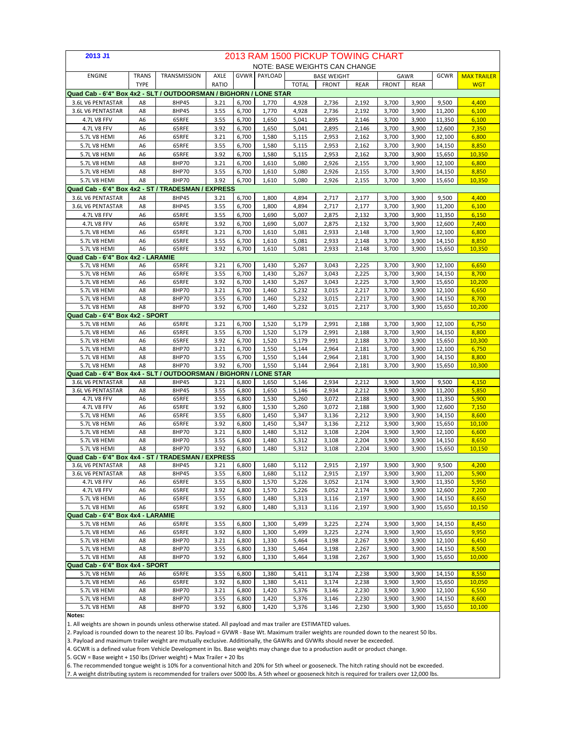**2013 J1**

# 2013 RAM 1500 PICKUP TOWING CHART

NOTE: BASE WEIGHTS CAN CHANGE

| ENGINE | TRANS TYPE | TRANSMISSION | AXLE RATIO | GVWR | PAYLOAD | BASE WEIGHT TOTAL | BASE WEIGHT FRONT | BASE WEIGHT REAR | GAWR FRONT | GAWR REAR | GCWR | MAX TRAILER WGT |
|---|---|---|---|---|---|---|---|---|---|---|---|---|
| **Quad Cab - 6'4" Box 4x2 - SLT / OUTDOORSMAN / BIGHORN / LONE STAR** | | | | | | | | | | | | |
| 3.6L V6 PENTASTAR | A8 | 8HP45 | 3.21 | 6,700 | 1,770 | 4,928 | 2,736 | 2,192 | 3,700 | 3,900 | 9,500 | 4,400 |
| 3.6L V6 PENTASTAR | A8 | 8HP45 | 3.55 | 6,700 | 1,770 | 4,928 | 2,736 | 2,192 | 3,700 | 3,900 | 11,200 | 6,100 |
| 4.7L V8 FFV | A6 | 65RFE | 3.55 | 6,700 | 1,650 | 5,041 | 2,895 | 2,146 | 3,700 | 3,900 | 11,350 | 6,100 |
| 4.7L V8 FFV | A6 | 65RFE | 3.92 | 6,700 | 1,650 | 5,041 | 2,895 | 2,146 | 3,700 | 3,900 | 12,600 | 7,350 |
| 5.7L V8 HEMI | A6 | 65RFE | 3.21 | 6,700 | 1,580 | 5,115 | 2,953 | 2,162 | 3,700 | 3,900 | 12,100 | 6,800 |
| 5.7L V8 HEMI | A6 | 65RFE | 3.55 | 6,700 | 1,580 | 5,115 | 2,953 | 2,162 | 3,700 | 3,900 | 14,150 | 8,850 |
| 5.7L V8 HEMI | A6 | 65RFE | 3.92 | 6,700 | 1,580 | 5,115 | 2,953 | 2,162 | 3,700 | 3,900 | 15,650 | 10,350 |
| 5.7L V8 HEMI | A8 | 8HP70 | 3.21 | 6,700 | 1,610 | 5,080 | 2,926 | 2,155 | 3,700 | 3,900 | 12,100 | 6,800 |
| 5.7L V8 HEMI | A8 | 8HP70 | 3.55 | 6,700 | 1,610 | 5,080 | 2,926 | 2,155 | 3,700 | 3,900 | 14,150 | 8,850 |
| 5.7L V8 HEMI | A8 | 8HP70 | 3.92 | 6,700 | 1,610 | 5,080 | 2,926 | 2,155 | 3,700 | 3,900 | 15,650 | 10,350 |
| **Quad Cab - 6'4" Box 4x2 - ST / TRADESMAN / EXPRESS** | | | | | | | | | | | | |
| 3.6L V6 PENTASTAR | A8 | 8HP45 | 3.21 | 6,700 | 1,800 | 4,894 | 2,717 | 2,177 | 3,700 | 3,900 | 9,500 | 4,400 |
| 3.6L V6 PENTASTAR | A8 | 8HP45 | 3.55 | 6,700 | 1,800 | 4,894 | 2,717 | 2,177 | 3,700 | 3,900 | 11,200 | 6,100 |
| 4.7L V8 FFV | A6 | 65RFE | 3.55 | 6,700 | 1,690 | 5,007 | 2,875 | 2,132 | 3,700 | 3,900 | 11,350 | 6,150 |
| 4.7L V8 FFV | A6 | 65RFE | 3.92 | 6,700 | 1,690 | 5,007 | 2,875 | 2,132 | 3,700 | 3,900 | 12,600 | 7,400 |
| 5.7L V8 HEMI | A6 | 65RFE | 3.21 | 6,700 | 1,610 | 5,081 | 2,933 | 2,148 | 3,700 | 3,900 | 12,100 | 6,800 |
| 5.7L V8 HEMI | A6 | 65RFE | 3.55 | 6,700 | 1,610 | 5,081 | 2,933 | 2,148 | 3,700 | 3,900 | 14,150 | 8,850 |
| 5.7L V8 HEMI | A6 | 65RFE | 3.92 | 6,700 | 1,610 | 5,081 | 2,933 | 2,148 | 3,700 | 3,900 | 15,650 | 10,350 |
| **Quad Cab - 6'4" Box 4x2 - LARAMIE** | | | | | | | | | | | | |
| 5.7L V8 HEMI | A6 | 65RFE | 3.21 | 6,700 | 1,430 | 5,267 | 3,043 | 2,225 | 3,700 | 3,900 | 12,100 | 6,650 |
| 5.7L V8 HEMI | A6 | 65RFE | 3.55 | 6,700 | 1,430 | 5,267 | 3,043 | 2,225 | 3,700 | 3,900 | 14,150 | 8,700 |
| 5.7L V8 HEMI | A6 | 65RFE | 3.92 | 6,700 | 1,430 | 5,267 | 3,043 | 2,225 | 3,700 | 3,900 | 15,650 | 10,200 |
| 5.7L V8 HEMI | A8 | 8HP70 | 3.21 | 6,700 | 1,460 | 5,232 | 3,015 | 2,217 | 3,700 | 3,900 | 12,100 | 6,650 |
| 5.7L V8 HEMI | A8 | 8HP70 | 3.55 | 6,700 | 1,460 | 5,232 | 3,015 | 2,217 | 3,700 | 3,900 | 14,150 | 8,700 |
| 5.7L V8 HEMI | A8 | 8HP70 | 3.92 | 6,700 | 1,460 | 5,232 | 3,015 | 2,217 | 3,700 | 3,900 | 15,650 | 10,200 |
| **Quad Cab - 6'4" Box 4x2 - SPORT** | | | | | | | | | | | | |
| 5.7L V8 HEMI | A6 | 65RFE | 3.21 | 6,700 | 1,520 | 5,179 | 2,991 | 2,188 | 3,700 | 3,900 | 12,100 | 6,750 |
| 5.7L V8 HEMI | A6 | 65RFE | 3.55 | 6,700 | 1,520 | 5,179 | 2,991 | 2,188 | 3,700 | 3,900 | 14,150 | 8,800 |
| 5.7L V8 HEMI | A6 | 65RFE | 3.92 | 6,700 | 1,520 | 5,179 | 2,991 | 2,188 | 3,700 | 3,900 | 15,650 | 10,300 |
| 5.7L V8 HEMI | A8 | 8HP70 | 3.21 | 6,700 | 1,550 | 5,144 | 2,964 | 2,181 | 3,700 | 3,900 | 12,100 | 6,750 |
| 5.7L V8 HEMI | A8 | 8HP70 | 3.55 | 6,700 | 1,550 | 5,144 | 2,964 | 2,181 | 3,700 | 3,900 | 14,150 | 8,800 |
| 5.7L V8 HEMI | A8 | 8HP70 | 3.92 | 6,700 | 1,550 | 5,144 | 2,964 | 2,181 | 3,700 | 3,900 | 15,650 | 10,300 |
| **Quad Cab - 6'4" Box 4x4 - SLT / OUTDOORSMAN / BIGHORN / LONE STAR** | | | | | | | | | | | | |
| 3.6L V6 PENTASTAR | A8 | 8HP45 | 3.21 | 6,800 | 1,650 | 5,146 | 2,934 | 2,212 | 3,900 | 3,900 | 9,500 | 4,150 |
| 3.6L V6 PENTASTAR | A8 | 8HP45 | 3.55 | 6,800 | 1,650 | 5,146 | 2,934 | 2,212 | 3,900 | 3,900 | 11,200 | 5,850 |
| 4.7L V8 FFV | A6 | 65RFE | 3.55 | 6,800 | 1,530 | 5,260 | 3,072 | 2,188 | 3,900 | 3,900 | 11,350 | 5,900 |
| 4.7L V8 FFV | A6 | 65RFE | 3.92 | 6,800 | 1,530 | 5,260 | 3,072 | 2,188 | 3,900 | 3,900 | 12,600 | 7,150 |
| 5.7L V8 HEMI | A6 | 65RFE | 3.55 | 6,800 | 1,450 | 5,347 | 3,136 | 2,212 | 3,900 | 3,900 | 14,150 | 8,600 |
| 5.7L V8 HEMI | A6 | 65RFE | 3.92 | 6,800 | 1,450 | 5,347 | 3,136 | 2,212 | 3,900 | 3,900 | 15,650 | 10,100 |
| 5.7L V8 HEMI | A8 | 8HP70 | 3.21 | 6,800 | 1,480 | 5,312 | 3,108 | 2,204 | 3,900 | 3,900 | 12,100 | 6,600 |
| 5.7L V8 HEMI | A8 | 8HP70 | 3.55 | 6,800 | 1,480 | 5,312 | 3,108 | 2,204 | 3,900 | 3,900 | 14,150 | 8,650 |
| 5.7L V8 HEMI | A8 | 8HP70 | 3.92 | 6,800 | 1,480 | 5,312 | 3,108 | 2,204 | 3,900 | 3,900 | 15,650 | 10,150 |
| **Quad Cab - 6'4" Box 4x4 - ST / TRADESMAN / EXPRESS** | | | | | | | | | | | | |
| 3.6L V6 PENTASTAR | A8 | 8HP45 | 3.21 | 6,800 | 1,680 | 5,112 | 2,915 | 2,197 | 3,900 | 3,900 | 9,500 | 4,200 |
| 3.6L V6 PENTASTAR | A8 | 8HP45 | 3.55 | 6,800 | 1,680 | 5,112 | 2,915 | 2,197 | 3,900 | 3,900 | 11,200 | 5,900 |
| 4.7L V8 FFV | A6 | 65RFE | 3.55 | 6,800 | 1,570 | 5,226 | 3,052 | 2,174 | 3,900 | 3,900 | 11,350 | 5,950 |
| 4.7L V8 FFV | A6 | 65RFE | 3.92 | 6,800 | 1,570 | 5,226 | 3,052 | 2,174 | 3,900 | 3,900 | 12,600 | 7,200 |
| 5.7L V8 HEMI | A6 | 65RFE | 3.55 | 6,800 | 1,480 | 5,313 | 3,116 | 2,197 | 3,900 | 3,900 | 14,150 | 8,650 |
| 5.7L V8 HEMI | A6 | 65RFE | 3.92 | 6,800 | 1,480 | 5,313 | 3,116 | 2,197 | 3,900 | 3,900 | 15,650 | 10,150 |
| **Quad Cab - 6'4" Box 4x4 - LARAMIE** | | | | | | | | | | | | |
| 5.7L V8 HEMI | A6 | 65RFE | 3.55 | 6,800 | 1,300 | 5,499 | 3,225 | 2,274 | 3,900 | 3,900 | 14,150 | 8,450 |
| 5.7L V8 HEMI | A6 | 65RFE | 3.92 | 6,800 | 1,300 | 5,499 | 3,225 | 2,274 | 3,900 | 3,900 | 15,650 | 9,950 |
| 5.7L V8 HEMI | A8 | 8HP70 | 3.21 | 6,800 | 1,330 | 5,464 | 3,198 | 2,267 | 3,900 | 3,900 | 12,100 | 6,450 |
| 5.7L V8 HEMI | A8 | 8HP70 | 3.55 | 6,800 | 1,330 | 5,464 | 3,198 | 2,267 | 3,900 | 3,900 | 14,150 | 8,500 |
| 5.7L V8 HEMI | A8 | 8HP70 | 3.92 | 6,800 | 1,330 | 5,464 | 3,198 | 2,267 | 3,900 | 3,900 | 15,650 | 10,000 |
| **Quad Cab - 6'4" Box 4x4 - SPORT** | | | | | | | | | | | | |
| 5.7L V8 HEMI | A6 | 65RFE | 3.55 | 6,800 | 1,380 | 5,411 | 3,174 | 2,238 | 3,900 | 3,900 | 14,150 | 8,550 |
| 5.7L V8 HEMI | A6 | 65RFE | 3.92 | 6,800 | 1,380 | 5,411 | 3,174 | 2,238 | 3,900 | 3,900 | 15,650 | 10,050 |
| 5.7L V8 HEMI | A8 | 8HP70 | 3.21 | 6,800 | 1,420 | 5,376 | 3,146 | 2,230 | 3,900 | 3,900 | 12,100 | 6,550 |
| 5.7L V8 HEMI | A8 | 8HP70 | 3.55 | 6,800 | 1,420 | 5,376 | 3,146 | 2,230 | 3,900 | 3,900 | 14,150 | 8,600 |
| 5.7L V8 HEMI | A8 | 8HP70 | 3.92 | 6,800 | 1,420 | 5,376 | 3,146 | 2,230 | 3,900 | 3,900 | 15,650 | 10,100 |

**Notes:**

1. All weights are shown in pounds unless otherwise stated. All payload and max trailer are ESTIMATED values.
2. Payload is rounded down to the nearest 10 lbs. Payload = GVWR - Base Wt. Maximum trailer weights are rounded down to the nearest 50 lbs.
3. Payload and maximum trailer weight are mutually exclusive. Additionally, the GAWRs and GVWRs should never be exceeded.
4. GCWR is a defined value from Vehicle Development in lbs. Base weights may change due to a production audit or product change.
5. GCW = Base weight + 150 lbs (Driver weight) + Max Trailer + 20 lbs
6. The recommended tongue weight is 10% for a conventional hitch and 20% for 5th wheel or gooseneck. The hitch rating should not be exceeded.
7. A weight distributing system is recommended for trailers over 5000 lbs. A 5th wheel or gooseneck hitch is required for trailers over 12,000 lbs.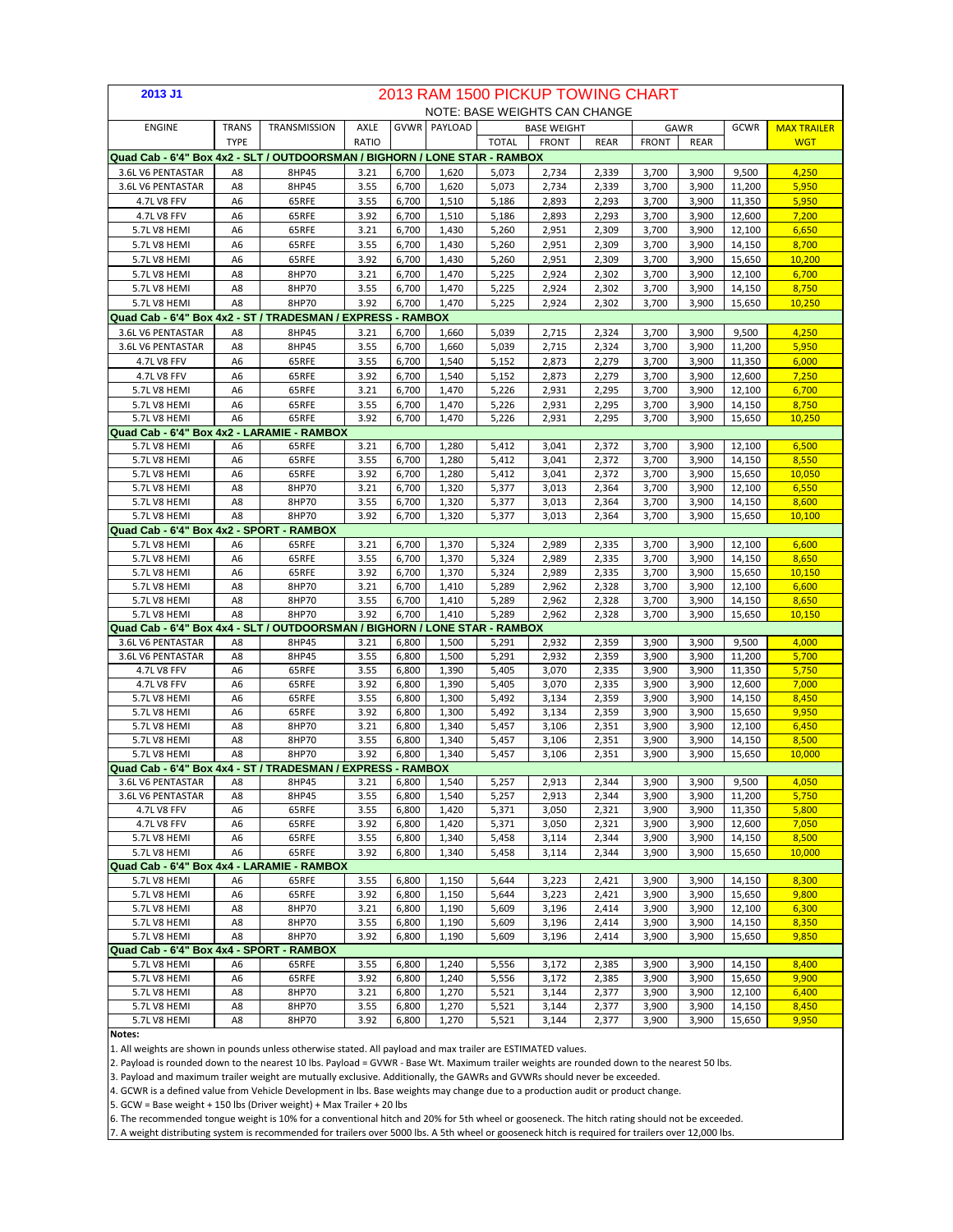**2013 J1**

# 2013 RAM 1500 PICKUP TOWING CHART

NOTE: BASE WEIGHTS CAN CHANGE

| ENGINE | TRANS TYPE | TRANSMISSION | AXLE RATIO | GVWR | PAYLOAD | BASE WEIGHT TOTAL | BASE WEIGHT FRONT | BASE WEIGHT REAR | GAWR FRONT | GAWR REAR | GCWR | MAX TRAILER WGT |
|---|---|---|---|---|---|---|---|---|---|---|---|---|
| **Quad Cab - 6'4" Box 4x2 - SLT / OUTDOORSMAN / BIGHORN / LONE STAR - RAMBOX** | | | | | | | | | | | | |
| 3.6L V6 PENTASTAR | A8 | 8HP45 | 3.21 | 6,700 | 1,620 | 5,073 | 2,734 | 2,339 | 3,700 | 3,900 | 9,500 | 4,250 |
| 3.6L V6 PENTASTAR | A8 | 8HP45 | 3.55 | 6,700 | 1,620 | 5,073 | 2,734 | 2,339 | 3,700 | 3,900 | 11,200 | 5,950 |
| 4.7L V8 FFV | A6 | 65RFE | 3.55 | 6,700 | 1,510 | 5,186 | 2,893 | 2,293 | 3,700 | 3,900 | 11,350 | 5,950 |
| 4.7L V8 FFV | A6 | 65RFE | 3.92 | 6,700 | 1,510 | 5,186 | 2,893 | 2,293 | 3,700 | 3,900 | 12,600 | 7,200 |
| 5.7L V8 HEMI | A6 | 65RFE | 3.21 | 6,700 | 1,430 | 5,260 | 2,951 | 2,309 | 3,700 | 3,900 | 12,100 | 6,650 |
| 5.7L V8 HEMI | A6 | 65RFE | 3.55 | 6,700 | 1,430 | 5,260 | 2,951 | 2,309 | 3,700 | 3,900 | 14,150 | 8,700 |
| 5.7L V8 HEMI | A6 | 65RFE | 3.92 | 6,700 | 1,430 | 5,260 | 2,951 | 2,309 | 3,700 | 3,900 | 15,650 | 10,200 |
| 5.7L V8 HEMI | A8 | 8HP70 | 3.21 | 6,700 | 1,470 | 5,225 | 2,924 | 2,302 | 3,700 | 3,900 | 12,100 | 6,700 |
| 5.7L V8 HEMI | A8 | 8HP70 | 3.55 | 6,700 | 1,470 | 5,225 | 2,924 | 2,302 | 3,700 | 3,900 | 14,150 | 8,750 |
| 5.7L V8 HEMI | A8 | 8HP70 | 3.92 | 6,700 | 1,470 | 5,225 | 2,924 | 2,302 | 3,700 | 3,900 | 15,650 | 10,250 |
| **Quad Cab - 6'4" Box 4x2 - ST / TRADESMAN / EXPRESS - RAMBOX** | | | | | | | | | | | | |
| 3.6L V6 PENTASTAR | A8 | 8HP45 | 3.21 | 6,700 | 1,660 | 5,039 | 2,715 | 2,324 | 3,700 | 3,900 | 9,500 | 4,250 |
| 3.6L V6 PENTASTAR | A8 | 8HP45 | 3.55 | 6,700 | 1,660 | 5,039 | 2,715 | 2,324 | 3,700 | 3,900 | 11,200 | 5,950 |
| 4.7L V8 FFV | A6 | 65RFE | 3.55 | 6,700 | 1,540 | 5,152 | 2,873 | 2,279 | 3,700 | 3,900 | 11,350 | 6,000 |
| 4.7L V8 FFV | A6 | 65RFE | 3.92 | 6,700 | 1,540 | 5,152 | 2,873 | 2,279 | 3,700 | 3,900 | 12,600 | 7,250 |
| 5.7L V8 HEMI | A6 | 65RFE | 3.21 | 6,700 | 1,470 | 5,226 | 2,931 | 2,295 | 3,700 | 3,900 | 12,100 | 6,700 |
| 5.7L V8 HEMI | A6 | 65RFE | 3.55 | 6,700 | 1,470 | 5,226 | 2,931 | 2,295 | 3,700 | 3,900 | 14,150 | 8,750 |
| 5.7L V8 HEMI | A6 | 65RFE | 3.92 | 6,700 | 1,470 | 5,226 | 2,931 | 2,295 | 3,700 | 3,900 | 15,650 | 10,250 |
| **Quad Cab - 6'4" Box 4x2 - LARAMIE - RAMBOX** | | | | | | | | | | | | |
| 5.7L V8 HEMI | A6 | 65RFE | 3.21 | 6,700 | 1,280 | 5,412 | 3,041 | 2,372 | 3,700 | 3,900 | 12,100 | 6,500 |
| 5.7L V8 HEMI | A6 | 65RFE | 3.55 | 6,700 | 1,280 | 5,412 | 3,041 | 2,372 | 3,700 | 3,900 | 14,150 | 8,550 |
| 5.7L V8 HEMI | A6 | 65RFE | 3.92 | 6,700 | 1,280 | 5,412 | 3,041 | 2,372 | 3,700 | 3,900 | 15,650 | 10,050 |
| 5.7L V8 HEMI | A8 | 8HP70 | 3.21 | 6,700 | 1,320 | 5,377 | 3,013 | 2,364 | 3,700 | 3,900 | 12,100 | 6,550 |
| 5.7L V8 HEMI | A8 | 8HP70 | 3.55 | 6,700 | 1,320 | 5,377 | 3,013 | 2,364 | 3,700 | 3,900 | 14,150 | 8,600 |
| 5.7L V8 HEMI | A8 | 8HP70 | 3.92 | 6,700 | 1,320 | 5,377 | 3,013 | 2,364 | 3,700 | 3,900 | 15,650 | 10,100 |
| **Quad Cab - 6'4" Box 4x2 - SPORT - RAMBOX** | | | | | | | | | | | | |
| 5.7L V8 HEMI | A6 | 65RFE | 3.21 | 6,700 | 1,370 | 5,324 | 2,989 | 2,335 | 3,700 | 3,900 | 12,100 | 6,600 |
| 5.7L V8 HEMI | A6 | 65RFE | 3.55 | 6,700 | 1,370 | 5,324 | 2,989 | 2,335 | 3,700 | 3,900 | 14,150 | 8,650 |
| 5.7L V8 HEMI | A6 | 65RFE | 3.92 | 6,700 | 1,370 | 5,324 | 2,989 | 2,335 | 3,700 | 3,900 | 15,650 | 10,150 |
| 5.7L V8 HEMI | A8 | 8HP70 | 3.21 | 6,700 | 1,410 | 5,289 | 2,962 | 2,328 | 3,700 | 3,900 | 12,100 | 6,600 |
| 5.7L V8 HEMI | A8 | 8HP70 | 3.55 | 6,700 | 1,410 | 5,289 | 2,962 | 2,328 | 3,700 | 3,900 | 14,150 | 8,650 |
| 5.7L V8 HEMI | A8 | 8HP70 | 3.92 | 6,700 | 1,410 | 5,289 | 2,962 | 2,328 | 3,700 | 3,900 | 15,650 | 10,150 |
| **Quad Cab - 6'4" Box 4x4 - SLT / OUTDOORSMAN / BIGHORN / LONE STAR - RAMBOX** | | | | | | | | | | | | |
| 3.6L V6 PENTASTAR | A8 | 8HP45 | 3.21 | 6,800 | 1,500 | 5,291 | 2,932 | 2,359 | 3,900 | 3,900 | 9,500 | 4,000 |
| 3.6L V6 PENTASTAR | A8 | 8HP45 | 3.55 | 6,800 | 1,500 | 5,291 | 2,932 | 2,359 | 3,900 | 3,900 | 11,200 | 5,700 |
| 4.7L V8 FFV | A6 | 65RFE | 3.55 | 6,800 | 1,390 | 5,405 | 3,070 | 2,335 | 3,900 | 3,900 | 11,350 | 5,750 |
| 4.7L V8 FFV | A6 | 65RFE | 3.92 | 6,800 | 1,390 | 5,405 | 3,070 | 2,335 | 3,900 | 3,900 | 12,600 | 7,000 |
| 5.7L V8 HEMI | A6 | 65RFE | 3.55 | 6,800 | 1,300 | 5,492 | 3,134 | 2,359 | 3,900 | 3,900 | 14,150 | 8,450 |
| 5.7L V8 HEMI | A6 | 65RFE | 3.92 | 6,800 | 1,300 | 5,492 | 3,134 | 2,359 | 3,900 | 3,900 | 15,650 | 9,950 |
| 5.7L V8 HEMI | A8 | 8HP70 | 3.21 | 6,800 | 1,340 | 5,457 | 3,106 | 2,351 | 3,900 | 3,900 | 12,100 | 6,450 |
| 5.7L V8 HEMI | A8 | 8HP70 | 3.55 | 6,800 | 1,340 | 5,457 | 3,106 | 2,351 | 3,900 | 3,900 | 14,150 | 8,500 |
| 5.7L V8 HEMI | A8 | 8HP70 | 3.92 | 6,800 | 1,340 | 5,457 | 3,106 | 2,351 | 3,900 | 3,900 | 15,650 | 10,000 |
| **Quad Cab - 6'4" Box 4x4 - ST / TRADESMAN / EXPRESS - RAMBOX** | | | | | | | | | | | | |
| 3.6L V6 PENTASTAR | A8 | 8HP45 | 3.21 | 6,800 | 1,540 | 5,257 | 2,913 | 2,344 | 3,900 | 3,900 | 9,500 | 4,050 |
| 3.6L V6 PENTASTAR | A8 | 8HP45 | 3.55 | 6,800 | 1,540 | 5,257 | 2,913 | 2,344 | 3,900 | 3,900 | 11,200 | 5,750 |
| 4.7L V8 FFV | A6 | 65RFE | 3.55 | 6,800 | 1,420 | 5,371 | 3,050 | 2,321 | 3,900 | 3,900 | 11,350 | 5,800 |
| 4.7L V8 FFV | A6 | 65RFE | 3.92 | 6,800 | 1,420 | 5,371 | 3,050 | 2,321 | 3,900 | 3,900 | 12,600 | 7,050 |
| 5.7L V8 HEMI | A6 | 65RFE | 3.55 | 6,800 | 1,340 | 5,458 | 3,114 | 2,344 | 3,900 | 3,900 | 14,150 | 8,500 |
| 5.7L V8 HEMI | A6 | 65RFE | 3.92 | 6,800 | 1,340 | 5,458 | 3,114 | 2,344 | 3,900 | 3,900 | 15,650 | 10,000 |
| **Quad Cab - 6'4" Box 4x4 - LARAMIE - RAMBOX** | | | | | | | | | | | | |
| 5.7L V8 HEMI | A6 | 65RFE | 3.55 | 6,800 | 1,150 | 5,644 | 3,223 | 2,421 | 3,900 | 3,900 | 14,150 | 8,300 |
| 5.7L V8 HEMI | A6 | 65RFE | 3.92 | 6,800 | 1,150 | 5,644 | 3,223 | 2,421 | 3,900 | 3,900 | 15,650 | 9,800 |
| 5.7L V8 HEMI | A8 | 8HP70 | 3.21 | 6,800 | 1,190 | 5,609 | 3,196 | 2,414 | 3,900 | 3,900 | 12,100 | 6,300 |
| 5.7L V8 HEMI | A8 | 8HP70 | 3.55 | 6,800 | 1,190 | 5,609 | 3,196 | 2,414 | 3,900 | 3,900 | 14,150 | 8,350 |
| 5.7L V8 HEMI | A8 | 8HP70 | 3.92 | 6,800 | 1,190 | 5,609 | 3,196 | 2,414 | 3,900 | 3,900 | 15,650 | 9,850 |
| **Quad Cab - 6'4" Box 4x4 - SPORT - RAMBOX** | | | | | | | | | | | | |
| 5.7L V8 HEMI | A6 | 65RFE | 3.55 | 6,800 | 1,240 | 5,556 | 3,172 | 2,385 | 3,900 | 3,900 | 14,150 | 8,400 |
| 5.7L V8 HEMI | A6 | 65RFE | 3.92 | 6,800 | 1,240 | 5,556 | 3,172 | 2,385 | 3,900 | 3,900 | 15,650 | 9,900 |
| 5.7L V8 HEMI | A8 | 8HP70 | 3.21 | 6,800 | 1,270 | 5,521 | 3,144 | 2,377 | 3,900 | 3,900 | 12,100 | 6,400 |
| 5.7L V8 HEMI | A8 | 8HP70 | 3.55 | 6,800 | 1,270 | 5,521 | 3,144 | 2,377 | 3,900 | 3,900 | 14,150 | 8,450 |
| 5.7L V8 HEMI | A8 | 8HP70 | 3.92 | 6,800 | 1,270 | 5,521 | 3,144 | 2,377 | 3,900 | 3,900 | 15,650 | 9,950 |

**Notes:**

1. All weights are shown in pounds unless otherwise stated. All payload and max trailer are ESTIMATED values.
2. Payload is rounded down to the nearest 10 lbs. Payload = GVWR - Base Wt. Maximum trailer weights are rounded down to the nearest 50 lbs.
3. Payload and maximum trailer weight are mutually exclusive. Additionally, the GAWRs and GVWRs should never be exceeded.
4. GCWR is a defined value from Vehicle Development in lbs. Base weights may change due to a production audit or product change.
5. GCW = Base weight + 150 lbs (Driver weight) + Max Trailer + 20 lbs
6. The recommended tongue weight is 10% for a conventional hitch and 20% for 5th wheel or gooseneck. The hitch rating should not be exceeded.
7. A weight distributing system is recommended for trailers over 5000 lbs. A 5th wheel or gooseneck hitch is required for trailers over 12,000 lbs.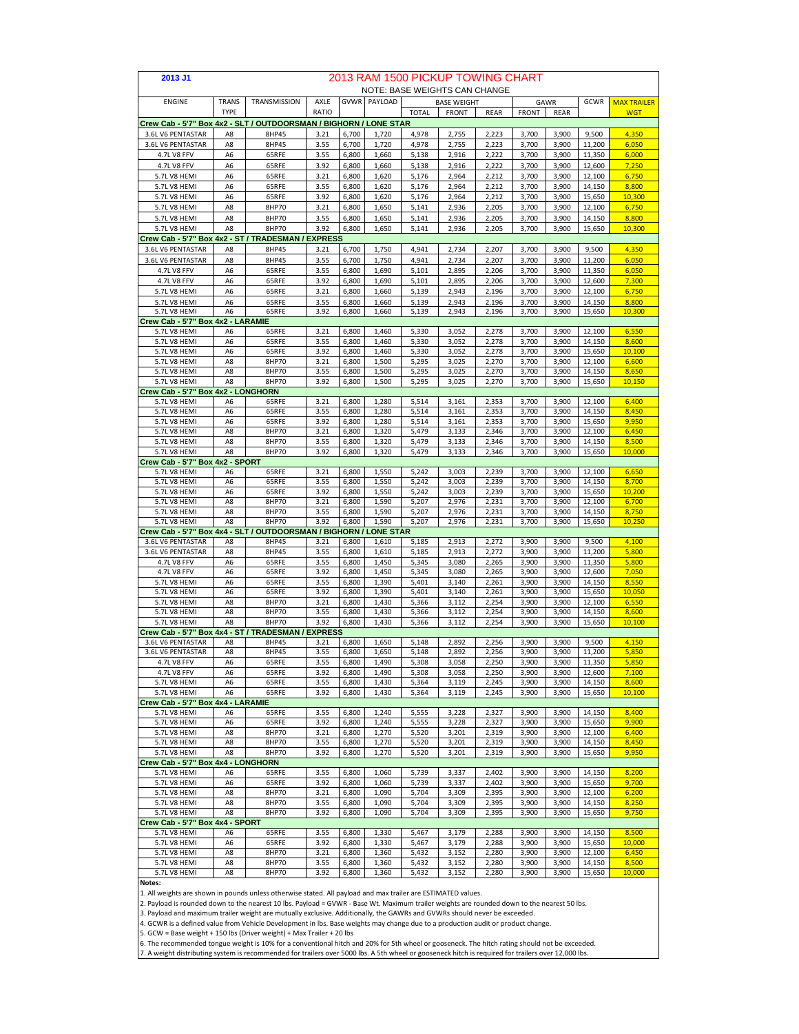**2013 J1**

# 2013 RAM 1500 PICKUP TOWING CHART

NOTE: BASE WEIGHTS CAN CHANGE

| ENGINE | TRANS TYPE | TRANSMISSION | AXLE RATIO | GVWR | PAYLOAD | BASE WEIGHT TOTAL | BASE WEIGHT FRONT | BASE WEIGHT REAR | GAWR FRONT | GAWR REAR | GCWR | MAX TRAILER WGT |
|---|---|---|---|---|---|---|---|---|---|---|---|---|
| **Crew Cab - 5'7" Box 4x2 - SLT / OUTDOORSMAN / BIGHORN / LONE STAR** | | | | | | | | | | | | |
| 3.6L V6 PENTASTAR | A8 | 8HP45 | 3.21 | 6,700 | 1,720 | 4,978 | 2,755 | 2,223 | 3,700 | 3,900 | 9,500 | 4,350 |
| 3.6L V6 PENTASTAR | A8 | 8HP45 | 3.55 | 6,700 | 1,720 | 4,978 | 2,755 | 2,223 | 3,700 | 3,900 | 11,200 | 6,050 |
| 4.7L V8 FFV | A6 | 65RFE | 3.55 | 6,800 | 1,660 | 5,138 | 2,916 | 2,222 | 3,700 | 3,900 | 11,350 | 6,000 |
| 4.7L V8 FFV | A6 | 65RFE | 3.92 | 6,800 | 1,660 | 5,138 | 2,916 | 2,222 | 3,700 | 3,900 | 12,600 | 7,250 |
| 5.7L V8 HEMI | A6 | 65RFE | 3.21 | 6,800 | 1,620 | 5,176 | 2,964 | 2,212 | 3,700 | 3,900 | 12,100 | 6,750 |
| 5.7L V8 HEMI | A6 | 65RFE | 3.55 | 6,800 | 1,620 | 5,176 | 2,964 | 2,212 | 3,700 | 3,900 | 14,150 | 8,800 |
| 5.7L V8 HEMI | A6 | 65RFE | 3.92 | 6,800 | 1,620 | 5,176 | 2,964 | 2,212 | 3,700 | 3,900 | 15,650 | 10,300 |
| 5.7L V8 HEMI | A8 | 8HP70 | 3.21 | 6,800 | 1,650 | 5,141 | 2,936 | 2,205 | 3,700 | 3,900 | 12,100 | 6,750 |
| 5.7L V8 HEMI | A8 | 8HP70 | 3.55 | 6,800 | 1,650 | 5,141 | 2,936 | 2,205 | 3,700 | 3,900 | 14,150 | 8,800 |
| 5.7L V8 HEMI | A8 | 8HP70 | 3.92 | 6,800 | 1,650 | 5,141 | 2,936 | 2,205 | 3,700 | 3,900 | 15,650 | 10,300 |
| **Crew Cab - 5'7" Box 4x2 - ST / TRADESMAN / EXPRESS** | | | | | | | | | | | | |
| 3.6L V6 PENTASTAR | A8 | 8HP45 | 3.21 | 6,700 | 1,750 | 4,941 | 2,734 | 2,207 | 3,700 | 3,900 | 9,500 | 4,350 |
| 3.6L V6 PENTASTAR | A8 | 8HP45 | 3.55 | 6,700 | 1,750 | 4,941 | 2,734 | 2,207 | 3,700 | 3,900 | 11,200 | 6,050 |
| 4.7L V8 FFV | A6 | 65RFE | 3.55 | 6,800 | 1,690 | 5,101 | 2,895 | 2,206 | 3,700 | 3,900 | 11,350 | 6,050 |
| 4.7L V8 FFV | A6 | 65RFE | 3.92 | 6,800 | 1,690 | 5,101 | 2,895 | 2,206 | 3,700 | 3,900 | 12,600 | 7,300 |
| 5.7L V8 HEMI | A6 | 65RFE | 3.21 | 6,800 | 1,660 | 5,139 | 2,943 | 2,196 | 3,700 | 3,900 | 12,100 | 6,750 |
| 5.7L V8 HEMI | A6 | 65RFE | 3.55 | 6,800 | 1,660 | 5,139 | 2,943 | 2,196 | 3,700 | 3,900 | 14,150 | 8,800 |
| 5.7L V8 HEMI | A6 | 65RFE | 3.92 | 6,800 | 1,660 | 5,139 | 2,943 | 2,196 | 3,700 | 3,900 | 15,650 | 10,300 |
| **Crew Cab - 5'7" Box 4x2 - LARAMIE** | | | | | | | | | | | | |
| 5.7L V8 HEMI | A6 | 65RFE | 3.21 | 6,800 | 1,460 | 5,330 | 3,052 | 2,278 | 3,700 | 3,900 | 12,100 | 6,550 |
| 5.7L V8 HEMI | A6 | 65RFE | 3.55 | 6,800 | 1,460 | 5,330 | 3,052 | 2,278 | 3,700 | 3,900 | 14,150 | 8,600 |
| 5.7L V8 HEMI | A6 | 65RFE | 3.92 | 6,800 | 1,460 | 5,330 | 3,052 | 2,278 | 3,700 | 3,900 | 15,650 | 10,100 |
| 5.7L V8 HEMI | A8 | 8HP70 | 3.21 | 6,800 | 1,500 | 5,295 | 3,025 | 2,270 | 3,700 | 3,900 | 12,100 | 6,600 |
| 5.7L V8 HEMI | A8 | 8HP70 | 3.55 | 6,800 | 1,500 | 5,295 | 3,025 | 2,270 | 3,700 | 3,900 | 14,150 | 8,650 |
| 5.7L V8 HEMI | A8 | 8HP70 | 3.92 | 6,800 | 1,500 | 5,295 | 3,025 | 2,270 | 3,700 | 3,900 | 15,650 | 10,150 |
| **Crew Cab - 5'7" Box 4x2 - LONGHORN** | | | | | | | | | | | | |
| 5.7L V8 HEMI | A6 | 65RFE | 3.21 | 6,800 | 1,280 | 5,514 | 3,161 | 2,353 | 3,700 | 3,900 | 12,100 | 6,400 |
| 5.7L V8 HEMI | A6 | 65RFE | 3.55 | 6,800 | 1,280 | 5,514 | 3,161 | 2,353 | 3,700 | 3,900 | 14,150 | 8,450 |
| 5.7L V8 HEMI | A6 | 65RFE | 3.92 | 6,800 | 1,280 | 5,514 | 3,161 | 2,353 | 3,700 | 3,900 | 15,650 | 9,950 |
| 5.7L V8 HEMI | A8 | 8HP70 | 3.21 | 6,800 | 1,320 | 5,479 | 3,133 | 2,346 | 3,700 | 3,900 | 12,100 | 6,450 |
| 5.7L V8 HEMI | A8 | 8HP70 | 3.55 | 6,800 | 1,320 | 5,479 | 3,133 | 2,346 | 3,700 | 3,900 | 14,150 | 8,500 |
| 5.7L V8 HEMI | A8 | 8HP70 | 3.92 | 6,800 | 1,320 | 5,479 | 3,133 | 2,346 | 3,700 | 3,900 | 15,650 | 10,000 |
| **Crew Cab - 5'7" Box 4x2 - SPORT** | | | | | | | | | | | | |
| 5.7L V8 HEMI | A6 | 65RFE | 3.21 | 6,800 | 1,550 | 5,242 | 3,003 | 2,239 | 3,700 | 3,900 | 12,100 | 6,650 |
| 5.7L V8 HEMI | A6 | 65RFE | 3.55 | 6,800 | 1,550 | 5,242 | 3,003 | 2,239 | 3,700 | 3,900 | 14,150 | 8,700 |
| 5.7L V8 HEMI | A6 | 65RFE | 3.92 | 6,800 | 1,550 | 5,242 | 3,003 | 2,239 | 3,700 | 3,900 | 15,650 | 10,200 |
| 5.7L V8 HEMI | A8 | 8HP70 | 3.21 | 6,800 | 1,590 | 5,207 | 2,976 | 2,231 | 3,700 | 3,900 | 12,100 | 6,700 |
| 5.7L V8 HEMI | A8 | 8HP70 | 3.55 | 6,800 | 1,590 | 5,207 | 2,976 | 2,231 | 3,700 | 3,900 | 14,150 | 8,750 |
| 5.7L V8 HEMI | A8 | 8HP70 | 3.92 | 6,800 | 1,590 | 5,207 | 2,976 | 2,231 | 3,700 | 3,900 | 15,650 | 10,250 |
| **Crew Cab - 5'7" Box 4x4 - SLT / OUTDOORSMAN / BIGHORN / LONE STAR** | | | | | | | | | | | | |
| 3.6L V6 PENTASTAR | A8 | 8HP45 | 3.21 | 6,800 | 1,610 | 5,185 | 2,913 | 2,272 | 3,900 | 3,900 | 9,500 | 4,100 |
| 3.6L V6 PENTASTAR | A8 | 8HP45 | 3.55 | 6,800 | 1,610 | 5,185 | 2,913 | 2,272 | 3,900 | 3,900 | 11,200 | 5,800 |
| 4.7L V8 FFV | A6 | 65RFE | 3.55 | 6,800 | 1,450 | 5,345 | 3,080 | 2,265 | 3,900 | 3,900 | 11,350 | 5,800 |
| 4.7L V8 FFV | A6 | 65RFE | 3.92 | 6,800 | 1,450 | 5,345 | 3,080 | 2,265 | 3,900 | 3,900 | 12,600 | 7,050 |
| 5.7L V8 HEMI | A6 | 65RFE | 3.55 | 6,800 | 1,390 | 5,401 | 3,140 | 2,261 | 3,900 | 3,900 | 14,150 | 8,550 |
| 5.7L V8 HEMI | A6 | 65RFE | 3.92 | 6,800 | 1,390 | 5,401 | 3,140 | 2,261 | 3,900 | 3,900 | 15,650 | 10,050 |
| 5.7L V8 HEMI | A8 | 8HP70 | 3.21 | 6,800 | 1,430 | 5,366 | 3,112 | 2,254 | 3,900 | 3,900 | 12,100 | 6,550 |
| 5.7L V8 HEMI | A8 | 8HP70 | 3.55 | 6,800 | 1,430 | 5,366 | 3,112 | 2,254 | 3,900 | 3,900 | 14,150 | 8,600 |
| 5.7L V8 HEMI | A8 | 8HP70 | 3.92 | 6,800 | 1,430 | 5,366 | 3,112 | 2,254 | 3,900 | 3,900 | 15,650 | 10,100 |
| **Crew Cab - 5'7" Box 4x4 - ST / TRADESMAN / EXPRESS** | | | | | | | | | | | | |
| 3.6L V6 PENTASTAR | A8 | 8HP45 | 3.21 | 6,800 | 1,650 | 5,148 | 2,892 | 2,256 | 3,900 | 3,900 | 9,500 | 4,150 |
| 3.6L V6 PENTASTAR | A8 | 8HP45 | 3.55 | 6,800 | 1,650 | 5,148 | 2,892 | 2,256 | 3,900 | 3,900 | 11,200 | 5,850 |
| 4.7L V8 FFV | A6 | 65RFE | 3.55 | 6,800 | 1,490 | 5,308 | 3,058 | 2,250 | 3,900 | 3,900 | 11,350 | 5,850 |
| 4.7L V8 FFV | A6 | 65RFE | 3.92 | 6,800 | 1,490 | 5,308 | 3,058 | 2,250 | 3,900 | 3,900 | 12,600 | 7,100 |
| 5.7L V8 HEMI | A6 | 65RFE | 3.55 | 6,800 | 1,430 | 5,364 | 3,119 | 2,245 | 3,900 | 3,900 | 14,150 | 8,600 |
| 5.7L V8 HEMI | A6 | 65RFE | 3.92 | 6,800 | 1,430 | 5,364 | 3,119 | 2,245 | 3,900 | 3,900 | 15,650 | 10,100 |
| **Crew Cab - 5'7" Box 4x4 - LARAMIE** | | | | | | | | | | | | |
| 5.7L V8 HEMI | A6 | 65RFE | 3.55 | 6,800 | 1,240 | 5,555 | 3,228 | 2,327 | 3,900 | 3,900 | 14,150 | 8,400 |
| 5.7L V8 HEMI | A6 | 65RFE | 3.92 | 6,800 | 1,240 | 5,555 | 3,228 | 2,327 | 3,900 | 3,900 | 15,650 | 9,900 |
| 5.7L V8 HEMI | A8 | 8HP70 | 3.21 | 6,800 | 1,270 | 5,520 | 3,201 | 2,319 | 3,900 | 3,900 | 12,100 | 6,400 |
| 5.7L V8 HEMI | A8 | 8HP70 | 3.55 | 6,800 | 1,270 | 5,520 | 3,201 | 2,319 | 3,900 | 3,900 | 14,150 | 8,450 |
| 5.7L V8 HEMI | A8 | 8HP70 | 3.92 | 6,800 | 1,270 | 5,520 | 3,201 | 2,319 | 3,900 | 3,900 | 15,650 | 9,950 |
| **Crew Cab - 5'7" Box 4x4 - LONGHORN** | | | | | | | | | | | | |
| 5.7L V8 HEMI | A6 | 65RFE | 3.55 | 6,800 | 1,060 | 5,739 | 3,337 | 2,402 | 3,900 | 3,900 | 14,150 | 8,200 |
| 5.7L V8 HEMI | A6 | 65RFE | 3.92 | 6,800 | 1,060 | 5,739 | 3,337 | 2,402 | 3,900 | 3,900 | 15,650 | 9,700 |
| 5.7L V8 HEMI | A8 | 8HP70 | 3.21 | 6,800 | 1,090 | 5,704 | 3,309 | 2,395 | 3,900 | 3,900 | 12,100 | 6,200 |
| 5.7L V8 HEMI | A8 | 8HP70 | 3.55 | 6,800 | 1,090 | 5,704 | 3,309 | 2,395 | 3,900 | 3,900 | 14,150 | 8,250 |
| 5.7L V8 HEMI | A8 | 8HP70 | 3.92 | 6,800 | 1,090 | 5,704 | 3,309 | 2,395 | 3,900 | 3,900 | 15,650 | 9,750 |
| **Crew Cab - 5'7" Box 4x4 - SPORT** | | | | | | | | | | | | |
| 5.7L V8 HEMI | A6 | 65RFE | 3.55 | 6,800 | 1,330 | 5,467 | 3,179 | 2,288 | 3,900 | 3,900 | 14,150 | 8,500 |
| 5.7L V8 HEMI | A6 | 65RFE | 3.92 | 6,800 | 1,330 | 5,467 | 3,179 | 2,288 | 3,900 | 3,900 | 15,650 | 10,000 |
| 5.7L V8 HEMI | A8 | 8HP70 | 3.21 | 6,800 | 1,360 | 5,432 | 3,152 | 2,280 | 3,900 | 3,900 | 12,100 | 6,450 |
| 5.7L V8 HEMI | A8 | 8HP70 | 3.55 | 6,800 | 1,360 | 5,432 | 3,152 | 2,280 | 3,900 | 3,900 | 14,150 | 8,500 |
| 5.7L V8 HEMI | A8 | 8HP70 | 3.92 | 6,800 | 1,360 | 5,432 | 3,152 | 2,280 | 3,900 | 3,900 | 15,650 | 10,000 |

**Notes:**

1. All weights are shown in pounds unless otherwise stated. All payload and max trailer are ESTIMATED values.
2. Payload is rounded down to the nearest 10 lbs. Payload = GVWR - Base Wt. Maximum trailer weights are rounded down to the nearest 50 lbs.
3. Payload and maximum trailer weight are mutually exclusive. Additionally, the GAWRs and GVWRs should never be exceeded.
4. GCWR is a defined value from Vehicle Development in lbs. Base weights may change due to a production audit or product change.
5. GCW = Base weight + 150 lbs (Driver weight) + Max Trailer + 20 lbs
6. The recommended tongue weight is 10% for a conventional hitch and 20% for 5th wheel or gooseneck. The hitch rating should not be exceeded.
7. A weight distributing system is recommended for trailers over 5000 lbs. A 5th wheel or gooseneck hitch is required for trailers over 12,000 lbs.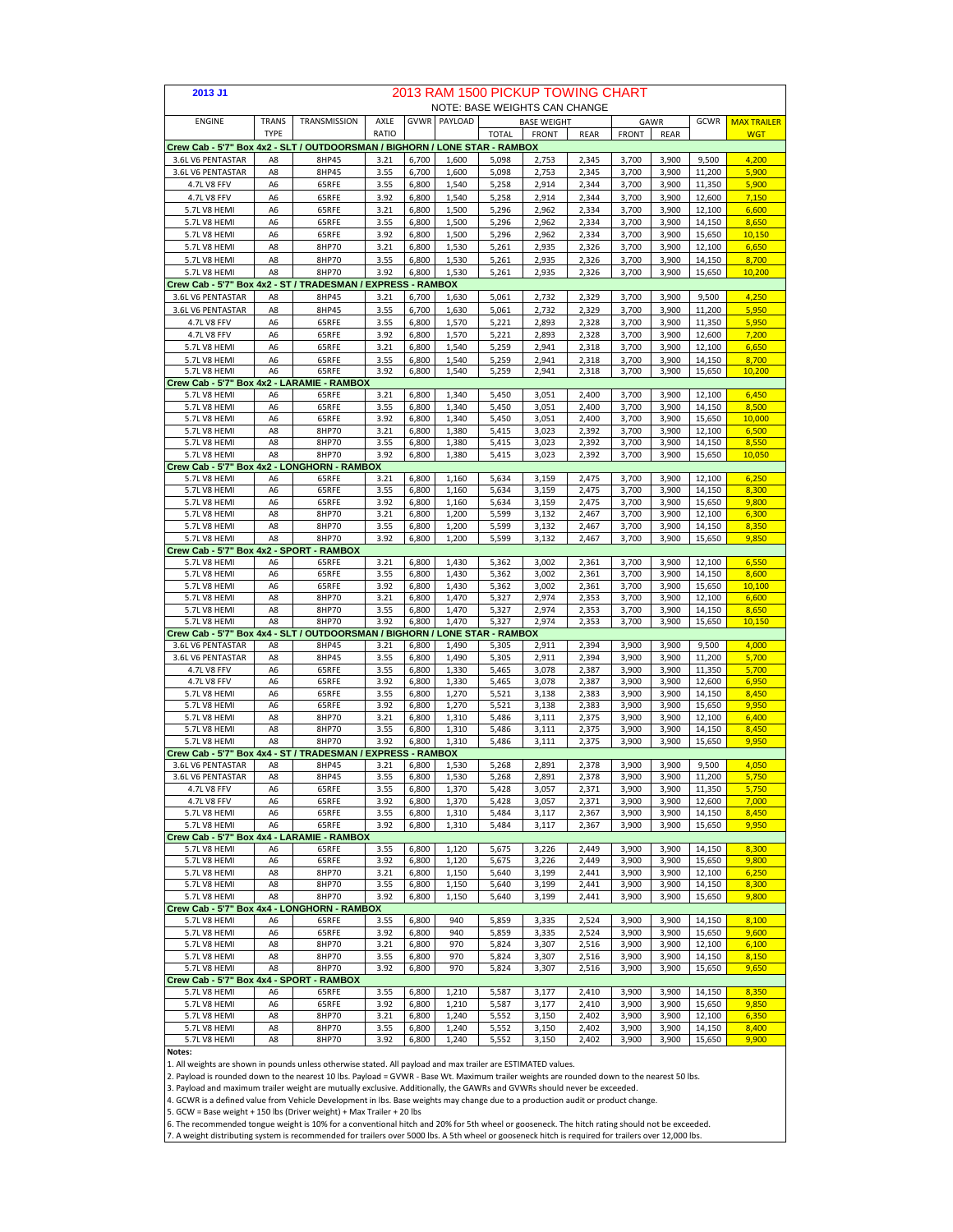**2013 J1**

# 2013 RAM 1500 PICKUP TOWING CHART

NOTE: BASE WEIGHTS CAN CHANGE

| ENGINE | TRANS TYPE | TRANSMISSION | AXLE RATIO | GVWR | PAYLOAD | BASE WEIGHT TOTAL | BASE WEIGHT FRONT | BASE WEIGHT REAR | GAWR FRONT | GAWR REAR | GCWR | MAX TRAILER WGT |
|---|---|---|---|---|---|---|---|---|---|---|---|---|
| **Crew Cab - 5'7" Box 4x2 - SLT / OUTDOORSMAN / BIGHORN / LONE STAR - RAMBOX** | | | | | | | | | | | | |
| 3.6L V6 PENTASTAR | A8 | 8HP45 | 3.21 | 6,700 | 1,600 | 5,098 | 2,753 | 2,345 | 3,700 | 3,900 | 9,500 | 4,200 |
| 3.6L V6 PENTASTAR | A8 | 8HP45 | 3.55 | 6,700 | 1,600 | 5,098 | 2,753 | 2,345 | 3,700 | 3,900 | 11,200 | 5,900 |
| 4.7L V8 FFV | A6 | 65RFE | 3.55 | 6,800 | 1,540 | 5,258 | 2,914 | 2,344 | 3,700 | 3,900 | 11,350 | 5,900 |
| 4.7L V8 FFV | A6 | 65RFE | 3.92 | 6,800 | 1,540 | 5,258 | 2,914 | 2,344 | 3,700 | 3,900 | 12,600 | 7,150 |
| 5.7L V8 HEMI | A6 | 65RFE | 3.21 | 6,800 | 1,500 | 5,296 | 2,962 | 2,334 | 3,700 | 3,900 | 12,100 | 6,600 |
| 5.7L V8 HEMI | A6 | 65RFE | 3.55 | 6,800 | 1,500 | 5,296 | 2,962 | 2,334 | 3,700 | 3,900 | 14,150 | 8,650 |
| 5.7L V8 HEMI | A6 | 65RFE | 3.92 | 6,800 | 1,500 | 5,296 | 2,962 | 2,334 | 3,700 | 3,900 | 15,650 | 10,150 |
| 5.7L V8 HEMI | A8 | 8HP70 | 3.21 | 6,800 | 1,530 | 5,261 | 2,935 | 2,326 | 3,700 | 3,900 | 12,100 | 6,650 |
| 5.7L V8 HEMI | A8 | 8HP70 | 3.55 | 6,800 | 1,530 | 5,261 | 2,935 | 2,326 | 3,700 | 3,900 | 14,150 | 8,700 |
| 5.7L V8 HEMI | A8 | 8HP70 | 3.92 | 6,800 | 1,530 | 5,261 | 2,935 | 2,326 | 3,700 | 3,900 | 15,650 | 10,200 |
| **Crew Cab - 5'7" Box 4x2 - ST / TRADESMAN / EXPRESS - RAMBOX** | | | | | | | | | | | | |
| 3.6L V6 PENTASTAR | A8 | 8HP45 | 3.21 | 6,700 | 1,630 | 5,061 | 2,732 | 2,329 | 3,700 | 3,900 | 9,500 | 4,250 |
| 3.6L V6 PENTASTAR | A8 | 8HP45 | 3.55 | 6,700 | 1,630 | 5,061 | 2,732 | 2,329 | 3,700 | 3,900 | 11,200 | 5,950 |
| 4.7L V8 FFV | A6 | 65RFE | 3.55 | 6,800 | 1,570 | 5,221 | 2,893 | 2,328 | 3,700 | 3,900 | 11,350 | 5,950 |
| 4.7L V8 FFV | A6 | 65RFE | 3.92 | 6,800 | 1,570 | 5,221 | 2,893 | 2,328 | 3,700 | 3,900 | 12,600 | 7,200 |
| 5.7L V8 HEMI | A6 | 65RFE | 3.21 | 6,800 | 1,540 | 5,259 | 2,941 | 2,318 | 3,700 | 3,900 | 12,100 | 6,650 |
| 5.7L V8 HEMI | A6 | 65RFE | 3.55 | 6,800 | 1,540 | 5,259 | 2,941 | 2,318 | 3,700 | 3,900 | 14,150 | 8,700 |
| 5.7L V8 HEMI | A6 | 65RFE | 3.92 | 6,800 | 1,540 | 5,259 | 2,941 | 2,318 | 3,700 | 3,900 | 15,650 | 10,200 |
| **Crew Cab - 5'7" Box 4x2 - LARAMIE - RAMBOX** | | | | | | | | | | | | |
| 5.7L V8 HEMI | A6 | 65RFE | 3.21 | 6,800 | 1,340 | 5,450 | 3,051 | 2,400 | 3,700 | 3,900 | 12,100 | 6,450 |
| 5.7L V8 HEMI | A6 | 65RFE | 3.55 | 6,800 | 1,340 | 5,450 | 3,051 | 2,400 | 3,700 | 3,900 | 14,150 | 8,500 |
| 5.7L V8 HEMI | A6 | 65RFE | 3.92 | 6,800 | 1,340 | 5,450 | 3,051 | 2,400 | 3,700 | 3,900 | 15,650 | 10,000 |
| 5.7L V8 HEMI | A8 | 8HP70 | 3.21 | 6,800 | 1,380 | 5,415 | 3,023 | 2,392 | 3,700 | 3,900 | 12,100 | 6,500 |
| 5.7L V8 HEMI | A8 | 8HP70 | 3.55 | 6,800 | 1,380 | 5,415 | 3,023 | 2,392 | 3,700 | 3,900 | 14,150 | 8,550 |
| 5.7L V8 HEMI | A8 | 8HP70 | 3.92 | 6,800 | 1,380 | 5,415 | 3,023 | 2,392 | 3,700 | 3,900 | 15,650 | 10,050 |
| **Crew Cab - 5'7" Box 4x2 - LONGHORN - RAMBOX** | | | | | | | | | | | | |
| 5.7L V8 HEMI | A6 | 65RFE | 3.21 | 6,800 | 1,160 | 5,634 | 3,159 | 2,475 | 3,700 | 3,900 | 12,100 | 6,250 |
| 5.7L V8 HEMI | A6 | 65RFE | 3.55 | 6,800 | 1,160 | 5,634 | 3,159 | 2,475 | 3,700 | 3,900 | 14,150 | 8,300 |
| 5.7L V8 HEMI | A6 | 65RFE | 3.92 | 6,800 | 1,160 | 5,634 | 3,159 | 2,475 | 3,700 | 3,900 | 15,650 | 9,800 |
| 5.7L V8 HEMI | A8 | 8HP70 | 3.21 | 6,800 | 1,200 | 5,599 | 3,132 | 2,467 | 3,700 | 3,900 | 12,100 | 6,300 |
| 5.7L V8 HEMI | A8 | 8HP70 | 3.55 | 6,800 | 1,200 | 5,599 | 3,132 | 2,467 | 3,700 | 3,900 | 14,150 | 8,350 |
| 5.7L V8 HEMI | A8 | 8HP70 | 3.92 | 6,800 | 1,200 | 5,599 | 3,132 | 2,467 | 3,700 | 3,900 | 15,650 | 9,850 |
| **Crew Cab - 5'7" Box 4x2 - SPORT - RAMBOX** | | | | | | | | | | | | |
| 5.7L V8 HEMI | A6 | 65RFE | 3.21 | 6,800 | 1,430 | 5,362 | 3,002 | 2,361 | 3,700 | 3,900 | 12,100 | 6,550 |
| 5.7L V8 HEMI | A6 | 65RFE | 3.55 | 6,800 | 1,430 | 5,362 | 3,002 | 2,361 | 3,700 | 3,900 | 14,150 | 8,600 |
| 5.7L V8 HEMI | A6 | 65RFE | 3.92 | 6,800 | 1,430 | 5,362 | 3,002 | 2,361 | 3,700 | 3,900 | 15,650 | 10,100 |
| 5.7L V8 HEMI | A8 | 8HP70 | 3.21 | 6,800 | 1,470 | 5,327 | 2,974 | 2,353 | 3,700 | 3,900 | 12,100 | 6,600 |
| 5.7L V8 HEMI | A8 | 8HP70 | 3.55 | 6,800 | 1,470 | 5,327 | 2,974 | 2,353 | 3,700 | 3,900 | 14,150 | 8,650 |
| 5.7L V8 HEMI | A8 | 8HP70 | 3.92 | 6,800 | 1,470 | 5,327 | 2,974 | 2,353 | 3,700 | 3,900 | 15,650 | 10,150 |
| **Crew Cab - 5'7" Box 4x4 - SLT / OUTDOORSMAN / BIGHORN / LONE STAR - RAMBOX** | | | | | | | | | | | | |
| 3.6L V6 PENTASTAR | A8 | 8HP45 | 3.21 | 6,800 | 1,490 | 5,305 | 2,911 | 2,394 | 3,900 | 3,900 | 9,500 | 4,000 |
| 3.6L V6 PENTASTAR | A8 | 8HP45 | 3.55 | 6,800 | 1,490 | 5,305 | 2,911 | 2,394 | 3,900 | 3,900 | 11,200 | 5,700 |
| 4.7L V8 FFV | A6 | 65RFE | 3.55 | 6,800 | 1,330 | 5,465 | 3,078 | 2,387 | 3,900 | 3,900 | 11,350 | 5,700 |
| 4.7L V8 FFV | A6 | 65RFE | 3.92 | 6,800 | 1,330 | 5,465 | 3,078 | 2,387 | 3,900 | 3,900 | 12,600 | 6,950 |
| 5.7L V8 HEMI | A6 | 65RFE | 3.55 | 6,800 | 1,270 | 5,521 | 3,138 | 2,383 | 3,900 | 3,900 | 14,150 | 8,450 |
| 5.7L V8 HEMI | A6 | 65RFE | 3.92 | 6,800 | 1,270 | 5,521 | 3,138 | 2,383 | 3,900 | 3,900 | 15,650 | 9,950 |
| 5.7L V8 HEMI | A8 | 8HP70 | 3.21 | 6,800 | 1,310 | 5,486 | 3,111 | 2,375 | 3,900 | 3,900 | 12,100 | 6,400 |
| 5.7L V8 HEMI | A8 | 8HP70 | 3.55 | 6,800 | 1,310 | 5,486 | 3,111 | 2,375 | 3,900 | 3,900 | 14,150 | 8,450 |
| 5.7L V8 HEMI | A8 | 8HP70 | 3.92 | 6,800 | 1,310 | 5,486 | 3,111 | 2,375 | 3,900 | 3,900 | 15,650 | 9,950 |
| **Crew Cab - 5'7" Box 4x4 - ST / TRADESMAN / EXPRESS - RAMBOX** | | | | | | | | | | | | |
| 3.6L V6 PENTASTAR | A8 | 8HP45 | 3.21 | 6,800 | 1,530 | 5,268 | 2,891 | 2,378 | 3,900 | 3,900 | 9,500 | 4,050 |
| 3.6L V6 PENTASTAR | A8 | 8HP45 | 3.55 | 6,800 | 1,530 | 5,268 | 2,891 | 2,378 | 3,900 | 3,900 | 11,200 | 5,750 |
| 4.7L V8 FFV | A6 | 65RFE | 3.55 | 6,800 | 1,370 | 5,428 | 3,057 | 2,371 | 3,900 | 3,900 | 11,350 | 5,750 |
| 4.7L V8 FFV | A6 | 65RFE | 3.92 | 6,800 | 1,370 | 5,428 | 3,057 | 2,371 | 3,900 | 3,900 | 12,600 | 7,000 |
| 5.7L V8 HEMI | A6 | 65RFE | 3.55 | 6,800 | 1,310 | 5,484 | 3,117 | 2,367 | 3,900 | 3,900 | 14,150 | 8,450 |
| 5.7L V8 HEMI | A6 | 65RFE | 3.92 | 6,800 | 1,310 | 5,484 | 3,117 | 2,367 | 3,900 | 3,900 | 15,650 | 9,950 |
| **Crew Cab - 5'7" Box 4x4 - LARAMIE - RAMBOX** | | | | | | | | | | | | |
| 5.7L V8 HEMI | A6 | 65RFE | 3.55 | 6,800 | 1,120 | 5,675 | 3,226 | 2,449 | 3,900 | 3,900 | 14,150 | 8,300 |
| 5.7L V8 HEMI | A6 | 65RFE | 3.92 | 6,800 | 1,120 | 5,675 | 3,226 | 2,449 | 3,900 | 3,900 | 15,650 | 9,800 |
| 5.7L V8 HEMI | A8 | 8HP70 | 3.21 | 6,800 | 1,150 | 5,640 | 3,199 | 2,441 | 3,900 | 3,900 | 12,100 | 6,250 |
| 5.7L V8 HEMI | A8 | 8HP70 | 3.55 | 6,800 | 1,150 | 5,640 | 3,199 | 2,441 | 3,900 | 3,900 | 14,150 | 8,300 |
| 5.7L V8 HEMI | A8 | 8HP70 | 3.92 | 6,800 | 1,150 | 5,640 | 3,199 | 2,441 | 3,900 | 3,900 | 15,650 | 9,800 |
| **Crew Cab - 5'7" Box 4x4 - LONGHORN - RAMBOX** | | | | | | | | | | | | |
| 5.7L V8 HEMI | A6 | 65RFE | 3.55 | 6,800 | 940 | 5,859 | 3,335 | 2,524 | 3,900 | 3,900 | 14,150 | 8,100 |
| 5.7L V8 HEMI | A6 | 65RFE | 3.92 | 6,800 | 940 | 5,859 | 3,335 | 2,524 | 3,900 | 3,900 | 15,650 | 9,600 |
| 5.7L V8 HEMI | A8 | 8HP70 | 3.21 | 6,800 | 970 | 5,824 | 3,307 | 2,516 | 3,900 | 3,900 | 12,100 | 6,100 |
| 5.7L V8 HEMI | A8 | 8HP70 | 3.55 | 6,800 | 970 | 5,824 | 3,307 | 2,516 | 3,900 | 3,900 | 14,150 | 8,150 |
| 5.7L V8 HEMI | A8 | 8HP70 | 3.92 | 6,800 | 970 | 5,824 | 3,307 | 2,516 | 3,900 | 3,900 | 15,650 | 9,650 |
| **Crew Cab - 5'7" Box 4x4 - SPORT - RAMBOX** | | | | | | | | | | | | |
| 5.7L V8 HEMI | A6 | 65RFE | 3.55 | 6,800 | 1,210 | 5,587 | 3,177 | 2,410 | 3,900 | 3,900 | 14,150 | 8,350 |
| 5.7L V8 HEMI | A6 | 65RFE | 3.92 | 6,800 | 1,210 | 5,587 | 3,177 | 2,410 | 3,900 | 3,900 | 15,650 | 9,850 |
| 5.7L V8 HEMI | A8 | 8HP70 | 3.21 | 6,800 | 1,240 | 5,552 | 3,150 | 2,402 | 3,900 | 3,900 | 12,100 | 6,350 |
| 5.7L V8 HEMI | A8 | 8HP70 | 3.55 | 6,800 | 1,240 | 5,552 | 3,150 | 2,402 | 3,900 | 3,900 | 14,150 | 8,400 |
| 5.7L V8 HEMI | A8 | 8HP70 | 3.92 | 6,800 | 1,240 | 5,552 | 3,150 | 2,402 | 3,900 | 3,900 | 15,650 | 9,900 |

**Notes:**

1. All weights are shown in pounds unless otherwise stated. All payload and max trailer are ESTIMATED values.
2. Payload is rounded down to the nearest 10 lbs. Payload = GVWR - Base Wt. Maximum trailer weights are rounded down to the nearest 50 lbs.
3. Payload and maximum trailer weight are mutually exclusive. Additionally, the GAWRs and GVWRs should never be exceeded.
4. GCWR is a defined value from Vehicle Development in lbs. Base weights may change due to a production audit or product change.
5. GCW = Base weight + 150 lbs (Driver weight) + Max Trailer + 20 lbs
6. The recommended tongue weight is 10% for a conventional hitch and 20% for 5th wheel or gooseneck. The hitch rating should not be exceeded.
7. A weight distributing system is recommended for trailers over 5000 lbs. A 5th wheel or gooseneck hitch is required for trailers over 12,000 lbs.